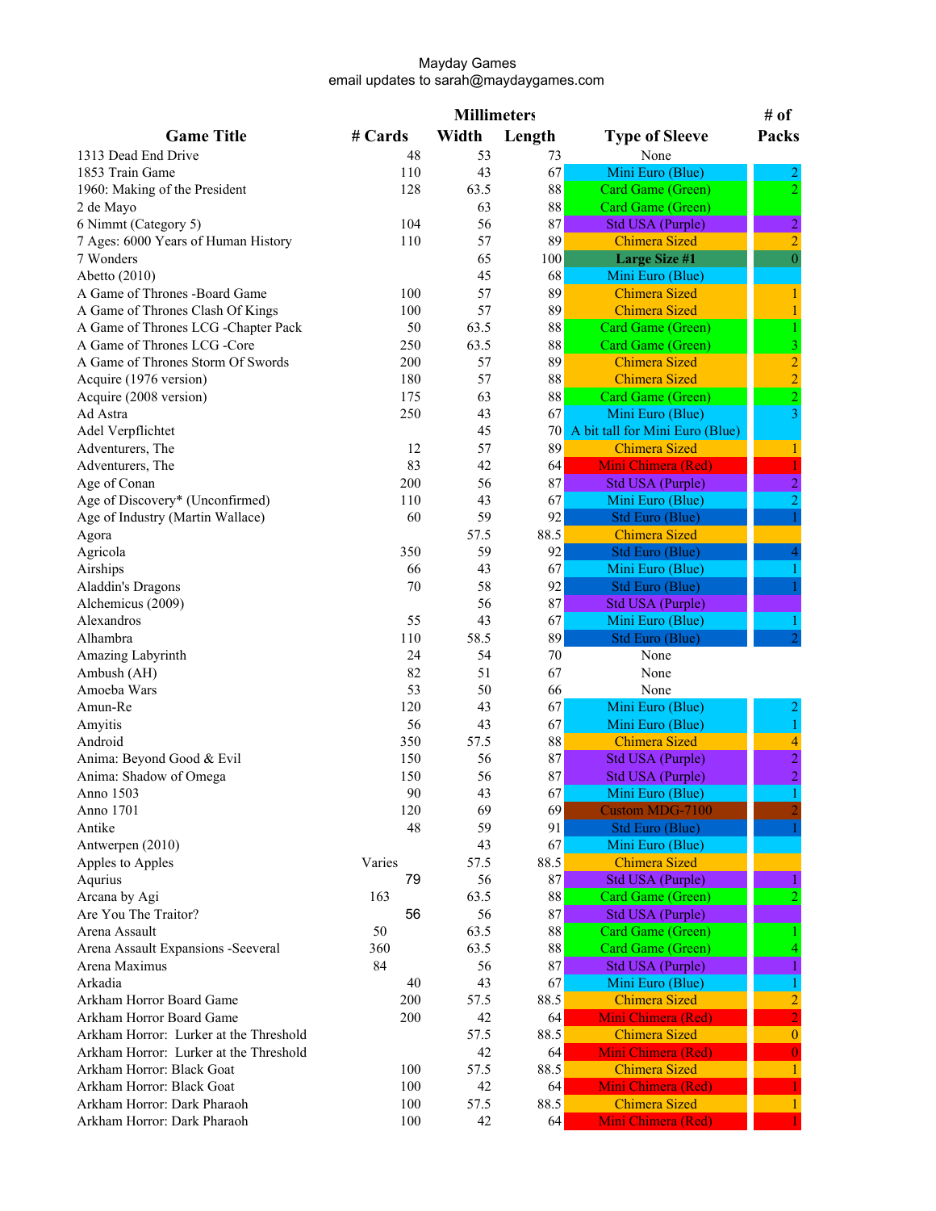Mayday Games
email updates to sarah@maydaygames.com

| Game Title | # Cards | Millimeters Width | Length | Type of Sleeve | # of Packs |
|---|---|---|---|---|---|
| 1313 Dead End Drive | 48 | 53 | 73 | None | |
| 1853 Train Game | 110 | 43 | 67 | Mini Euro (Blue) | 2 |
| 1960: Making of the President | 128 | 63.5 | 88 | Card Game (Green) | 2 |
| 2 de Mayo | | 63 | 88 | Card Game (Green) | |
| 6 Nimmt (Category 5) | 104 | 56 | 87 | Std USA (Purple) | 2 |
| 7 Ages: 6000 Years of Human History | 110 | 57 | 89 | Chimera Sized | 2 |
| 7 Wonders | | 65 | 100 | **Large Size #1** | 0 |
| Abetto (2010) | | 45 | 68 | Mini Euro (Blue) | |
| A Game of Thrones -Board Game | 100 | 57 | 89 | Chimera Sized | 1 |
| A Game of Thrones Clash Of Kings | 100 | 57 | 89 | Chimera Sized | 1 |
| A Game of Thrones LCG -Chapter Pack | 50 | 63.5 | 88 | Card Game (Green) | 1 |
| A Game of Thrones LCG -Core | 250 | 63.5 | 88 | Card Game (Green) | 3 |
| A Game of Thrones Storm Of Swords | 200 | 57 | 89 | Chimera Sized | 2 |
| Acquire (1976 version) | 180 | 57 | 88 | Chimera Sized | 2 |
| Acquire (2008 version) | 175 | 63 | 88 | Card Game (Green) | 2 |
| Ad Astra | 250 | 43 | 67 | Mini Euro (Blue) | 3 |
| Adel Verpflichtet | | 45 | 70 | A bit tall for Mini Euro (Blue) | |
| Adventurers, The | 12 | 57 | 89 | Chimera Sized | 1 |
| Adventurers, The | 83 | 42 | 64 | Mini Chimera (Red) | 1 |
| Age of Conan | 200 | 56 | 87 | Std USA (Purple) | 2 |
| Age of Discovery* (Unconfirmed) | 110 | 43 | 67 | Mini Euro (Blue) | 2 |
| Age of Industry (Martin Wallace) | 60 | 59 | 92 | Std Euro (Blue) | 1 |
| Agora | | 57.5 | 88.5 | Chimera Sized | |
| Agricola | 350 | 59 | 92 | Std Euro (Blue) | 4 |
| Airships | 66 | 43 | 67 | Mini Euro (Blue) | 1 |
| Aladdin's Dragons | 70 | 58 | 92 | Std Euro (Blue) | 1 |
| Alchemicus (2009) | | 56 | 87 | Std USA (Purple) | |
| Alexandros | 55 | 43 | 67 | Mini Euro (Blue) | 1 |
| Alhambra | 110 | 58.5 | 89 | Std Euro (Blue) | 2 |
| Amazing Labyrinth | 24 | 54 | 70 | None | |
| Ambush (AH) | 82 | 51 | 67 | None | |
| Amoeba Wars | 53 | 50 | 66 | None | |
| Amun-Re | 120 | 43 | 67 | Mini Euro (Blue) | 2 |
| Amyitis | 56 | 43 | 67 | Mini Euro (Blue) | 1 |
| Android | 350 | 57.5 | 88 | Chimera Sized | 4 |
| Anima: Beyond Good & Evil | 150 | 56 | 87 | Std USA (Purple) | 2 |
| Anima: Shadow of Omega | 150 | 56 | 87 | Std USA (Purple) | 2 |
| Anno 1503 | 90 | 43 | 67 | Mini Euro (Blue) | 1 |
| Anno 1701 | 120 | 69 | 69 | Custom MDG-7100 | 2 |
| Antike | 48 | 59 | 91 | Std Euro (Blue) | 1 |
| Antwerpen (2010) | | 43 | 67 | Mini Euro (Blue) | |
| Apples to Apples | Varies | 57.5 | 88.5 | Chimera Sized | |
| Aqurius | 79 | 56 | 87 | Std USA (Purple) | 1 |
| Arcana by Agi | 163 | 63.5 | 88 | Card Game (Green) | 2 |
| Are You The Traitor? | 56 | 56 | 87 | Std USA (Purple) | |
| Arena Assault | 50 | 63.5 | 88 | Card Game (Green) | 1 |
| Arena Assault Expansions -Seeveral | 360 | 63.5 | 88 | Card Game (Green) | 4 |
| Arena Maximus | 84 | 56 | 87 | Std USA (Purple) | 1 |
| Arkadia | 40 | 43 | 67 | Mini Euro (Blue) | 1 |
| Arkham Horror Board Game | 200 | 57.5 | 88.5 | Chimera Sized | 2 |
| Arkham Horror Board Game | 200 | 42 | 64 | Mini Chimera (Red) | 2 |
| Arkham Horror: Lurker at the Threshold | | 57.5 | 88.5 | Chimera Sized | 0 |
| Arkham Horror: Lurker at the Threshold | | 42 | 64 | Mini Chimera (Red) | 0 |
| Arkham Horror: Black Goat | 100 | 57.5 | 88.5 | Chimera Sized | 1 |
| Arkham Horror: Black Goat | 100 | 42 | 64 | Mini Chimera (Red) | 1 |
| Arkham Horror: Dark Pharaoh | 100 | 57.5 | 88.5 | Chimera Sized | 1 |
| Arkham Horror: Dark Pharaoh | 100 | 42 | 64 | Mini Chimera (Red) | 1 |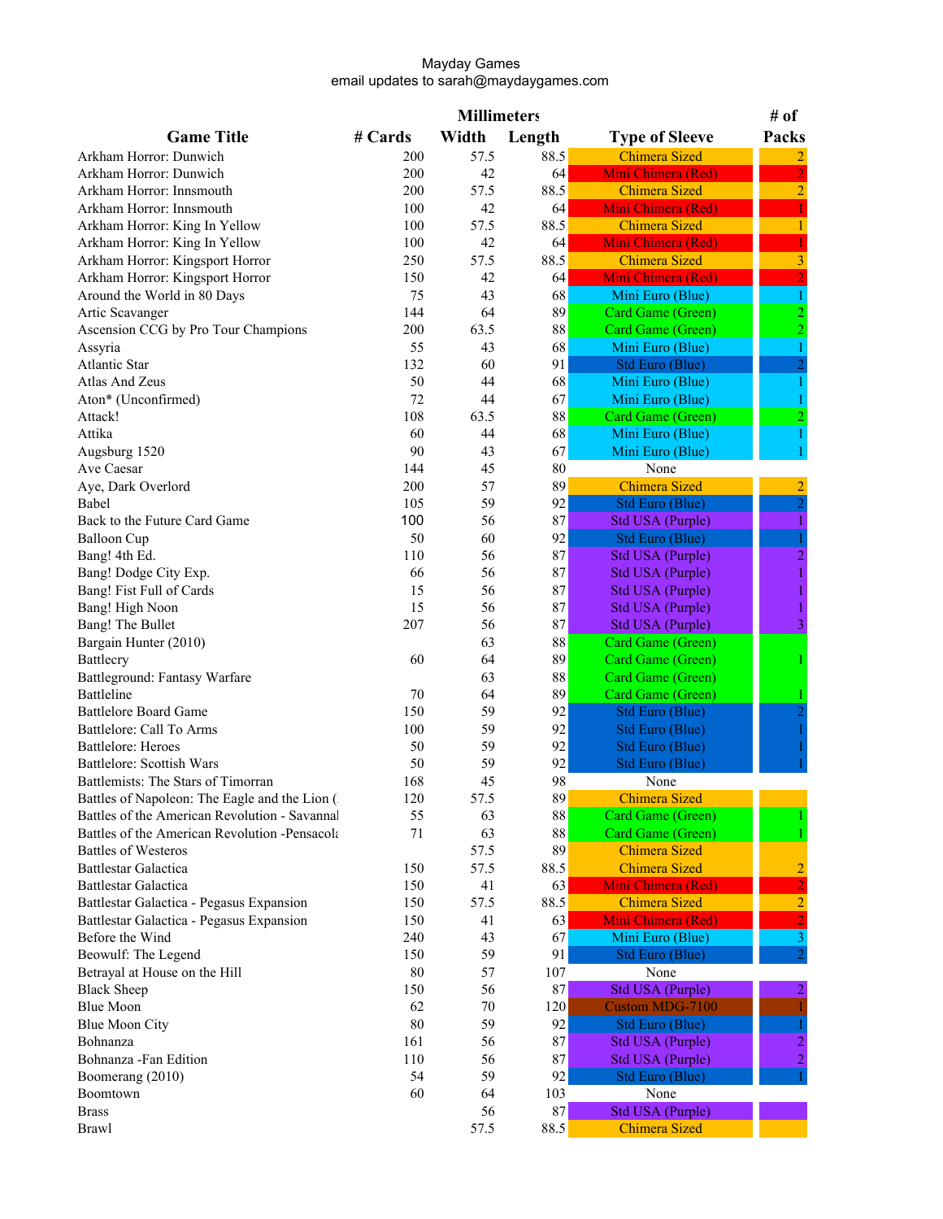Mayday Games
email updates to sarah@maydaygames.com

| Game Title | # Cards | Millimeters Width | Length | Type of Sleeve | # of Packs |
|---|---|---|---|---|---|
| Arkham Horror: Dunwich | 200 | 57.5 | 88.5 | Chimera Sized | 2 |
| Arkham Horror: Dunwich | 200 | 42 | 64 | Mini Chimera (Red) | 2 |
| Arkham Horror: Innsmouth | 200 | 57.5 | 88.5 | Chimera Sized | 2 |
| Arkham Horror: Innsmouth | 100 | 42 | 64 | Mini Chimera (Red) | 1 |
| Arkham Horror: King In Yellow | 100 | 57.5 | 88.5 | Chimera Sized | 1 |
| Arkham Horror: King In Yellow | 100 | 42 | 64 | Mini Chimera (Red) | 1 |
| Arkham Horror: Kingsport Horror | 250 | 57.5 | 88.5 | Chimera Sized | 3 |
| Arkham Horror: Kingsport Horror | 150 | 42 | 64 | Mini Chimera (Red) | 2 |
| Around the World in 80 Days | 75 | 43 | 68 | Mini Euro (Blue) | 1 |
| Artic Scavanger | 144 | 64 | 89 | Card Game (Green) | 2 |
| Ascension CCG by Pro Tour Champions | 200 | 63.5 | 88 | Card Game (Green) | 2 |
| Assyria | 55 | 43 | 68 | Mini Euro (Blue) | 1 |
| Atlantic Star | 132 | 60 | 91 | Std Euro (Blue) | 2 |
| Atlas And Zeus | 50 | 44 | 68 | Mini Euro (Blue) | 1 |
| Aton* (Unconfirmed) | 72 | 44 | 67 | Mini Euro (Blue) | 1 |
| Attack! | 108 | 63.5 | 88 | Card Game (Green) | 2 |
| Attika | 60 | 44 | 68 | Mini Euro (Blue) | 1 |
| Augsburg 1520 | 90 | 43 | 67 | Mini Euro (Blue) | 1 |
| Ave Caesar | 144 | 45 | 80 | None | |
| Aye, Dark Overlord | 200 | 57 | 89 | Chimera Sized | 2 |
| Babel | 105 | 59 | 92 | Std Euro (Blue) | 2 |
| Back to the Future Card Game | 100 | 56 | 87 | Std USA (Purple) | 1 |
| Balloon Cup | 50 | 60 | 92 | Std Euro (Blue) | 1 |
| Bang! 4th Ed. | 110 | 56 | 87 | Std USA (Purple) | 2 |
| Bang! Dodge City Exp. | 66 | 56 | 87 | Std USA (Purple) | 1 |
| Bang! Fist Full of Cards | 15 | 56 | 87 | Std USA (Purple) | 1 |
| Bang! High Noon | 15 | 56 | 87 | Std USA (Purple) | 1 |
| Bang! The Bullet | 207 | 56 | 87 | Std USA (Purple) | 3 |
| Bargain Hunter (2010) | | 63 | 88 | Card Game (Green) | |
| Battlecry | 60 | 64 | 89 | Card Game (Green) | 1 |
| Battleground: Fantasy Warfare | | 63 | 88 | Card Game (Green) | |
| Battleline | 70 | 64 | 89 | Card Game (Green) | 1 |
| Battlelore Board Game | 150 | 59 | 92 | Std Euro (Blue) | 2 |
| Battlelore: Call To Arms | 100 | 59 | 92 | Std Euro (Blue) | 1 |
| Battlelore: Heroes | 50 | 59 | 92 | Std Euro (Blue) | 1 |
| Battlelore: Scottish Wars | 50 | 59 | 92 | Std Euro (Blue) | 1 |
| Battlemists: The Stars of Timorran | 168 | 45 | 98 | None | |
| Battles of Napoleon: The Eagle and the Lion ( | 120 | 57.5 | 89 | Chimera Sized | |
| Battles of the American Revolution - Savannal | 55 | 63 | 88 | Card Game (Green) | 1 |
| Battles of the American Revolution -Pensacola | 71 | 63 | 88 | Card Game (Green) | 1 |
| Battles of Westeros | | 57.5 | 89 | Chimera Sized | |
| Battlestar Galactica | 150 | 57.5 | 88.5 | Chimera Sized | 2 |
| Battlestar Galactica | 150 | 41 | 63 | Mini Chimera (Red) | 2 |
| Battlestar Galactica - Pegasus Expansion | 150 | 57.5 | 88.5 | Chimera Sized | 2 |
| Battlestar Galactica - Pegasus Expansion | 150 | 41 | 63 | Mini Chimera (Red) | 2 |
| Before the Wind | 240 | 43 | 67 | Mini Euro (Blue) | 3 |
| Beowulf: The Legend | 150 | 59 | 91 | Std Euro (Blue) | 2 |
| Betrayal at House on the Hill | 80 | 57 | 107 | None | |
| Black Sheep | 150 | 56 | 87 | Std USA (Purple) | 2 |
| Blue Moon | 62 | 70 | 120 | Custom MDG-7100 | 1 |
| Blue Moon City | 80 | 59 | 92 | Std Euro (Blue) | 1 |
| Bohnanza | 161 | 56 | 87 | Std USA (Purple) | 2 |
| Bohnanza -Fan Edition | 110 | 56 | 87 | Std USA (Purple) | 2 |
| Boomerang (2010) | 54 | 59 | 92 | Std Euro (Blue) | 1 |
| Boomtown | 60 | 64 | 103 | None | |
| Brass | | 56 | 87 | Std USA (Purple) | |
| Brawl | | 57.5 | 88.5 | Chimera Sized | |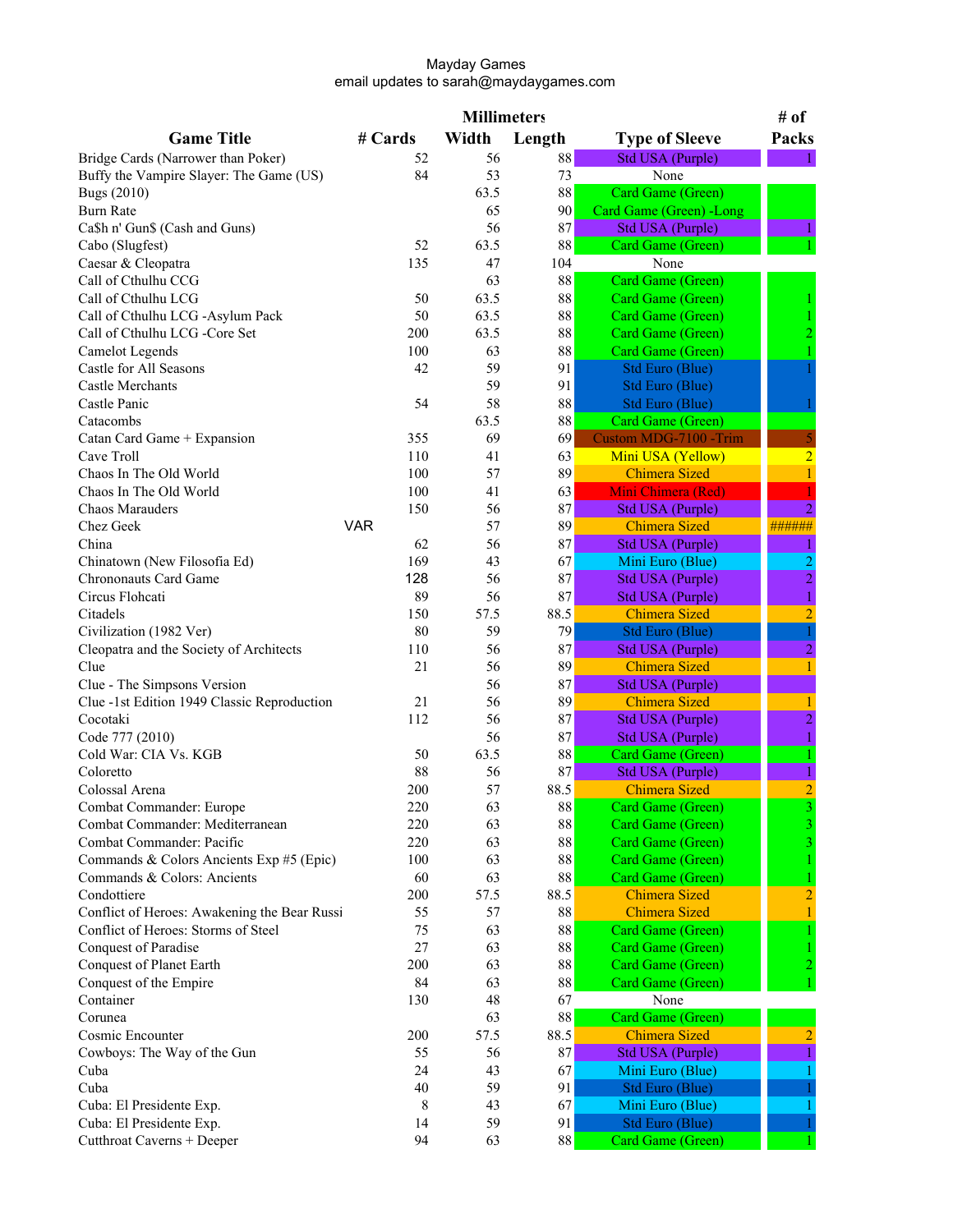Mayday Games
email updates to sarah@maydaygames.com

| Game Title | # Cards | Millimeters Width | Length | Type of Sleeve | # of Packs |
|---|---|---|---|---|---|
| Bridge Cards (Narrower than Poker) | 52 | 56 | 88 | Std USA (Purple) | 1 |
| Buffy the Vampire Slayer: The Game (US) | 84 | 53 | 73 | None | |
| Bugs (2010) | | 63.5 | 88 | Card Game (Green) | |
| Burn Rate | | 65 | 90 | Card Game (Green) -Long | |
| Ca$h n' Gun$ (Cash and Guns) | | 56 | 87 | Std USA (Purple) | 1 |
| Cabo (Slugfest) | 52 | 63.5 | 88 | Card Game (Green) | 1 |
| Caesar & Cleopatra | 135 | 47 | 104 | None | |
| Call of Cthulhu CCG | | 63 | 88 | Card Game (Green) | |
| Call of Cthulhu LCG | 50 | 63.5 | 88 | Card Game (Green) | 1 |
| Call of Cthulhu LCG -Asylum Pack | 50 | 63.5 | 88 | Card Game (Green) | 1 |
| Call of Cthulhu LCG -Core Set | 200 | 63.5 | 88 | Card Game (Green) | 2 |
| Camelot Legends | 100 | 63 | 88 | Card Game (Green) | 1 |
| Castle for All Seasons | 42 | 59 | 91 | Std Euro (Blue) | 1 |
| Castle Merchants | | 59 | 91 | Std Euro (Blue) | |
| Castle Panic | 54 | 58 | 88 | Std Euro (Blue) | 1 |
| Catacombs | | 63.5 | 88 | Card Game (Green) | |
| Catan Card Game + Expansion | 355 | 69 | 69 | Custom MDG-7100 -Trim | 5 |
| Cave Troll | 110 | 41 | 63 | Mini USA (Yellow) | 2 |
| Chaos In The Old World | 100 | 57 | 89 | Chimera Sized | 1 |
| Chaos In The Old World | 100 | 41 | 63 | Mini Chimera (Red) | 1 |
| Chaos Marauders | 150 | 56 | 87 | Std USA (Purple) | 2 |
| Chez Geek | VAR | 57 | 89 | Chimera Sized | ###### |
| China | 62 | 56 | 87 | Std USA (Purple) | 1 |
| Chinatown (New Filosofia Ed) | 169 | 43 | 67 | Mini Euro (Blue) | 2 |
| Chrononauts Card Game | 128 | 56 | 87 | Std USA (Purple) | 2 |
| Circus Flohcati | 89 | 56 | 87 | Std USA (Purple) | 1 |
| Citadels | 150 | 57.5 | 88.5 | Chimera Sized | 2 |
| Civilization (1982 Ver) | 80 | 59 | 79 | Std Euro (Blue) | 1 |
| Cleopatra and the Society of Architects | 110 | 56 | 87 | Std USA (Purple) | 2 |
| Clue | 21 | 56 | 89 | Chimera Sized | 1 |
| Clue - The Simpsons Version | | 56 | 87 | Std USA (Purple) | |
| Clue -1st Edition 1949 Classic Reproduction | 21 | 56 | 89 | Chimera Sized | 1 |
| Cocotaki | 112 | 56 | 87 | Std USA (Purple) | 2 |
| Code 777 (2010) | | 56 | 87 | Std USA (Purple) | 1 |
| Cold War: CIA Vs. KGB | 50 | 63.5 | 88 | Card Game (Green) | 1 |
| Coloretto | 88 | 56 | 87 | Std USA (Purple) | 1 |
| Colossal Arena | 200 | 57 | 88.5 | Chimera Sized | 2 |
| Combat Commander: Europe | 220 | 63 | 88 | Card Game (Green) | 3 |
| Combat Commander: Mediterranean | 220 | 63 | 88 | Card Game (Green) | 3 |
| Combat Commander: Pacific | 220 | 63 | 88 | Card Game (Green) | 3 |
| Commands & Colors Ancients Exp #5 (Epic) | 100 | 63 | 88 | Card Game (Green) | 1 |
| Commands & Colors: Ancients | 60 | 63 | 88 | Card Game (Green) | 1 |
| Condottiere | 200 | 57.5 | 88.5 | Chimera Sized | 2 |
| Conflict of Heroes: Awakening the Bear Russi | 55 | 57 | 88 | Chimera Sized | 1 |
| Conflict of Heroes: Storms of Steel | 75 | 63 | 88 | Card Game (Green) | 1 |
| Conquest of Paradise | 27 | 63 | 88 | Card Game (Green) | 1 |
| Conquest of Planet Earth | 200 | 63 | 88 | Card Game (Green) | 2 |
| Conquest of the Empire | 84 | 63 | 88 | Card Game (Green) | 1 |
| Container | 130 | 48 | 67 | None | |
| Corunea | | 63 | 88 | Card Game (Green) | |
| Cosmic Encounter | 200 | 57.5 | 88.5 | Chimera Sized | 2 |
| Cowboys: The Way of the Gun | 55 | 56 | 87 | Std USA (Purple) | 1 |
| Cuba | 24 | 43 | 67 | Mini Euro (Blue) | 1 |
| Cuba | 40 | 59 | 91 | Std Euro (Blue) | 1 |
| Cuba: El Presidente Exp. | 8 | 43 | 67 | Mini Euro (Blue) | 1 |
| Cuba: El Presidente Exp. | 14 | 59 | 91 | Std Euro (Blue) | 1 |
| Cutthroat Caverns + Deeper | 94 | 63 | 88 | Card Game (Green) | 1 |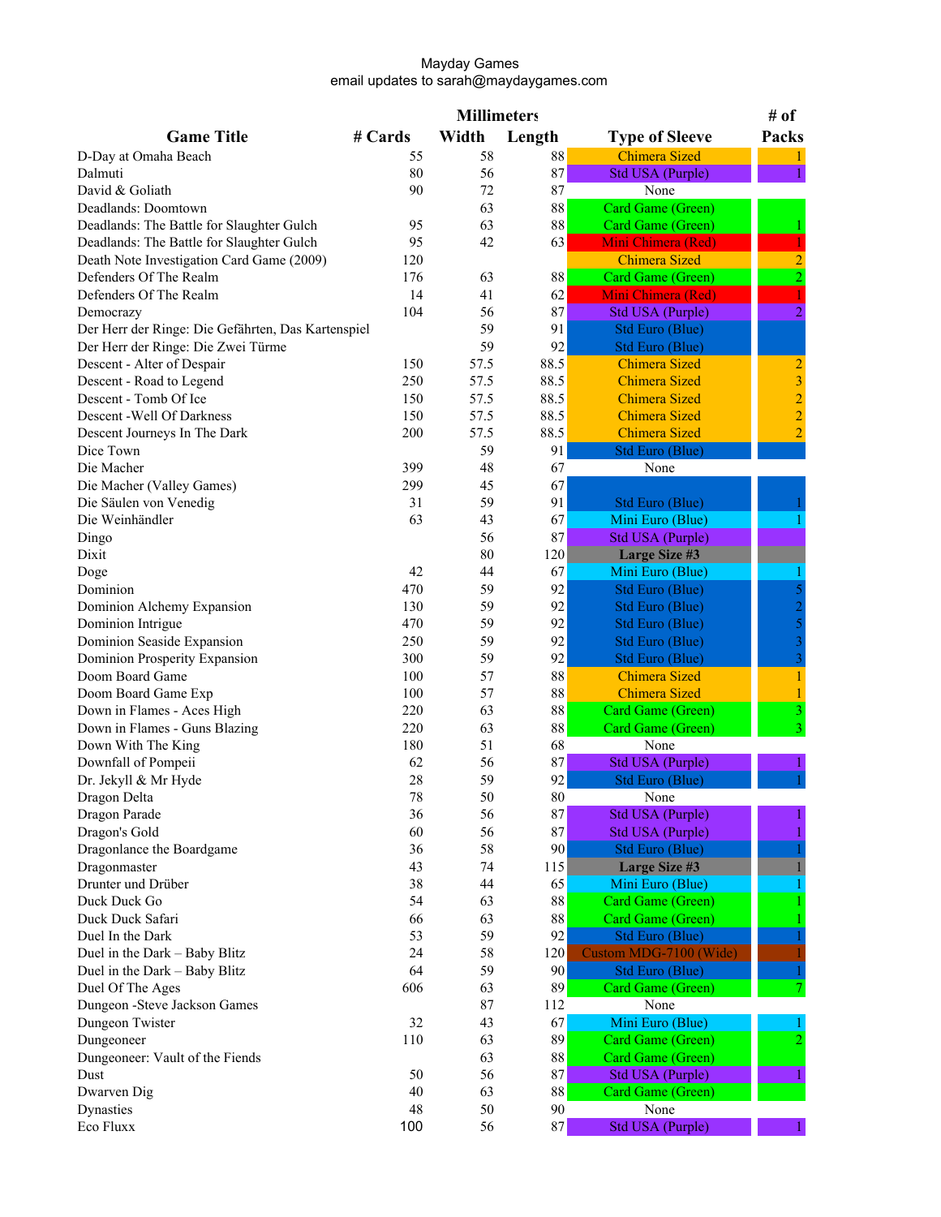Mayday Games
email updates to sarah@maydaygames.com

| Game Title | # Cards | Millimeters Width | Length | Type of Sleeve | # of Packs |
|---|---|---|---|---|---|
| D-Day at Omaha Beach | 55 | 58 | 88 | Chimera Sized | 1 |
| Dalmuti | 80 | 56 | 87 | Std USA (Purple) | 1 |
| David & Goliath | 90 | 72 | 87 | None | |
| Deadlands: Doomtown | | 63 | 88 | Card Game (Green) | |
| Deadlands: The Battle for Slaughter Gulch | 95 | 63 | 88 | Card Game (Green) | 1 |
| Deadlands: The Battle for Slaughter Gulch | 95 | 42 | 63 | Mini Chimera (Red) | 1 |
| Death Note Investigation Card Game (2009) | 120 | | | Chimera Sized | 2 |
| Defenders Of The Realm | 176 | 63 | 88 | Card Game (Green) | 2 |
| Defenders Of The Realm | 14 | 41 | 62 | Mini Chimera (Red) | 1 |
| Democrazy | 104 | 56 | 87 | Std USA (Purple) | 2 |
| Der Herr der Ringe: Die Gefährten, Das Kartenspiel | | 59 | 91 | Std Euro (Blue) | |
| Der Herr der Ringe: Die Zwei Türme | | 59 | 92 | Std Euro (Blue) | |
| Descent - Alter of Despair | 150 | 57.5 | 88.5 | Chimera Sized | 2 |
| Descent - Road to Legend | 250 | 57.5 | 88.5 | Chimera Sized | 3 |
| Descent - Tomb Of Ice | 150 | 57.5 | 88.5 | Chimera Sized | 2 |
| Descent -Well Of Darkness | 150 | 57.5 | 88.5 | Chimera Sized | 2 |
| Descent Journeys In The Dark | 200 | 57.5 | 88.5 | Chimera Sized | 2 |
| Dice Town | | 59 | 91 | Std Euro (Blue) | |
| Die Macher | 399 | 48 | 67 | None | |
| Die Macher (Valley Games) | 299 | 45 | 67 | | |
| Die Säulen von Venedig | 31 | 59 | 91 | Std Euro (Blue) | 1 |
| Die Weinhändler | 63 | 43 | 67 | Mini Euro (Blue) | 1 |
| Dingo | | 56 | 87 | Std USA (Purple) | |
| Dixit | | 80 | 120 | **Large Size #3** | |
| Doge | 42 | 44 | 67 | Mini Euro (Blue) | 1 |
| Dominion | 470 | 59 | 92 | Std Euro (Blue) | 5 |
| Dominion Alchemy Expansion | 130 | 59 | 92 | Std Euro (Blue) | 2 |
| Dominion Intrigue | 470 | 59 | 92 | Std Euro (Blue) | 5 |
| Dominion Seaside Expansion | 250 | 59 | 92 | Std Euro (Blue) | 3 |
| Dominion Prosperity Expansion | 300 | 59 | 92 | Std Euro (Blue) | 3 |
| Doom Board Game | 100 | 57 | 88 | Chimera Sized | 1 |
| Doom Board Game Exp | 100 | 57 | 88 | Chimera Sized | 1 |
| Down in Flames - Aces High | 220 | 63 | 88 | Card Game (Green) | 3 |
| Down in Flames - Guns Blazing | 220 | 63 | 88 | Card Game (Green) | 3 |
| Down With The King | 180 | 51 | 68 | None | |
| Downfall of Pompeii | 62 | 56 | 87 | Std USA (Purple) | 1 |
| Dr. Jekyll & Mr Hyde | 28 | 59 | 92 | Std Euro (Blue) | 1 |
| Dragon Delta | 78 | 50 | 80 | None | |
| Dragon Parade | 36 | 56 | 87 | Std USA (Purple) | 1 |
| Dragon's Gold | 60 | 56 | 87 | Std USA (Purple) | 1 |
| Dragonlance the Boardgame | 36 | 58 | 90 | Std Euro (Blue) | 1 |
| Dragonmaster | 43 | 74 | 115 | **Large Size #3** | 1 |
| Drunter und Drüber | 38 | 44 | 65 | Mini Euro (Blue) | 1 |
| Duck Duck Go | 54 | 63 | 88 | Card Game (Green) | 1 |
| Duck Duck Safari | 66 | 63 | 88 | Card Game (Green) | 1 |
| Duel In the Dark | 53 | 59 | 92 | Std Euro (Blue) | 1 |
| Duel in the Dark – Baby Blitz | 24 | 58 | 120 | Custom MDG-7100 (Wide) | 1 |
| Duel in the Dark – Baby Blitz | 64 | 59 | 90 | Std Euro (Blue) | 1 |
| Duel Of The Ages | 606 | 63 | 89 | Card Game (Green) | 7 |
| Dungeon -Steve Jackson Games | | 87 | 112 | None | |
| Dungeon Twister | 32 | 43 | 67 | Mini Euro (Blue) | 1 |
| Dungeoneer | 110 | 63 | 89 | Card Game (Green) | 2 |
| Dungeoneer: Vault of the Fiends | | 63 | 88 | Card Game (Green) | |
| Dust | 50 | 56 | 87 | Std USA (Purple) | 1 |
| Dwarven Dig | 40 | 63 | 88 | Card Game (Green) | |
| Dynasties | 48 | 50 | 90 | None | |
| Eco Fluxx | 100 | 56 | 87 | Std USA (Purple) | 1 |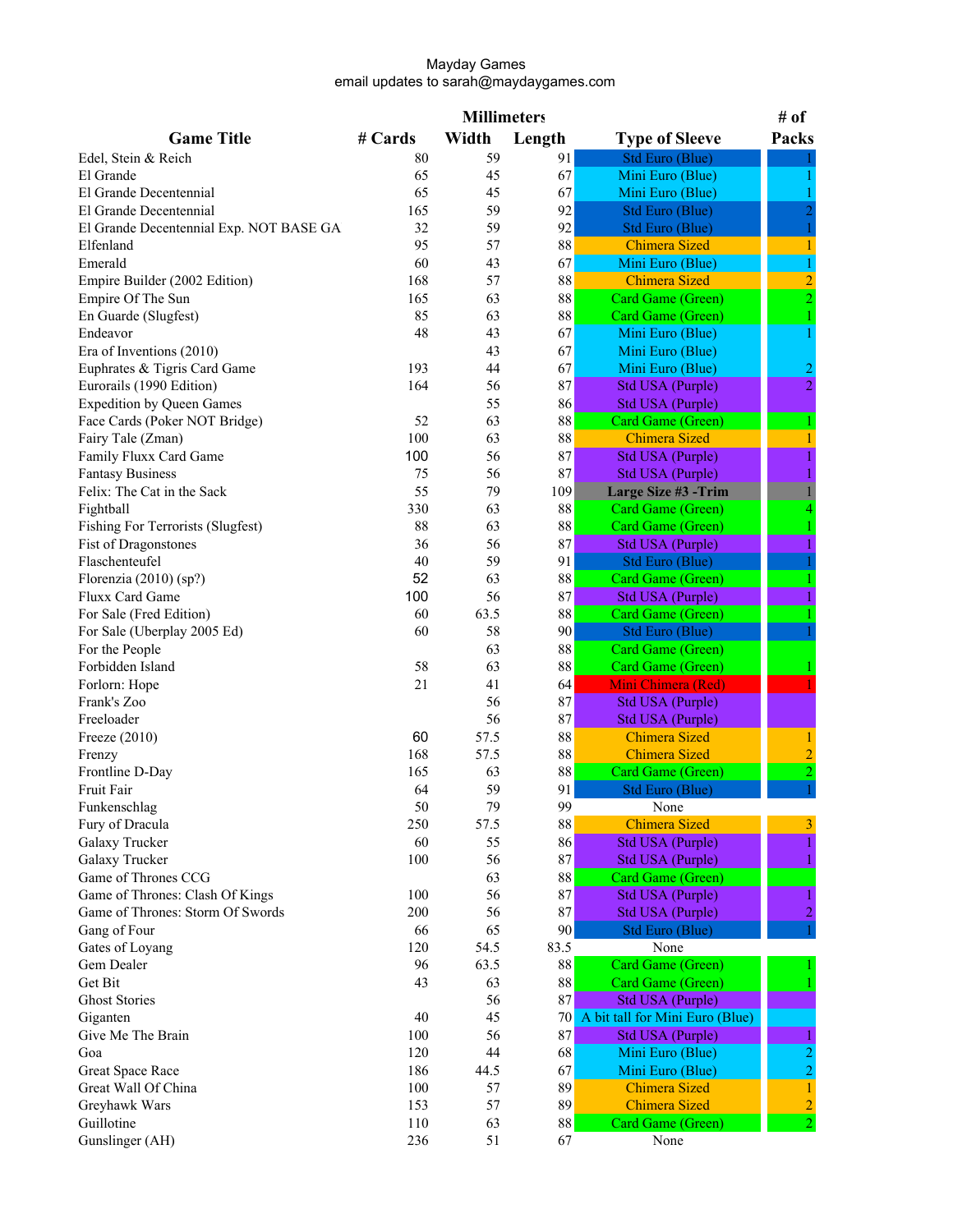Mayday Games
email updates to sarah@maydaygames.com

| Game Title | # Cards | Millimeters Width | Length | Type of Sleeve | # of Packs |
|---|---|---|---|---|---|
| Edel, Stein & Reich | 80 | 59 | 91 | Std Euro (Blue) | 1 |
| El Grande | 65 | 45 | 67 | Mini Euro (Blue) | 1 |
| El Grande Decentennial | 65 | 45 | 67 | Mini Euro (Blue) | 1 |
| El Grande Decentennial | 165 | 59 | 92 | Std Euro (Blue) | 2 |
| El Grande Decentennial Exp. NOT BASE GA | 32 | 59 | 92 | Std Euro (Blue) | 1 |
| Elfenland | 95 | 57 | 88 | Chimera Sized | 1 |
| Emerald | 60 | 43 | 67 | Mini Euro (Blue) | 1 |
| Empire Builder (2002 Edition) | 168 | 57 | 88 | Chimera Sized | 2 |
| Empire Of The Sun | 165 | 63 | 88 | Card Game (Green) | 2 |
| En Guarde (Slugfest) | 85 | 63 | 88 | Card Game (Green) | 1 |
| Endeavor | 48 | 43 | 67 | Mini Euro (Blue) | 1 |
| Era of Inventions (2010) | | 43 | 67 | Mini Euro (Blue) | |
| Euphrates & Tigris Card Game | 193 | 44 | 67 | Mini Euro (Blue) | 2 |
| Eurorails (1990 Edition) | 164 | 56 | 87 | Std USA (Purple) | 2 |
| Expedition by Queen Games | | 55 | 86 | Std USA (Purple) | |
| Face Cards (Poker NOT Bridge) | 52 | 63 | 88 | Card Game (Green) | 1 |
| Fairy Tale (Zman) | 100 | 63 | 88 | Chimera Sized | 1 |
| Family Fluxx Card Game | 100 | 56 | 87 | Std USA (Purple) | 1 |
| Fantasy Business | 75 | 56 | 87 | Std USA (Purple) | 1 |
| Felix: The Cat in the Sack | 55 | 79 | 109 | **Large Size #3 -Trim** | 1 |
| Fightball | 330 | 63 | 88 | Card Game (Green) | 4 |
| Fishing For Terrorists (Slugfest) | 88 | 63 | 88 | Card Game (Green) | 1 |
| Fist of Dragonstones | 36 | 56 | 87 | Std USA (Purple) | 1 |
| Flaschenteufel | 40 | 59 | 91 | Std Euro (Blue) | 1 |
| Florenzia (2010) (sp?) | 52 | 63 | 88 | Card Game (Green) | 1 |
| Fluxx Card Game | 100 | 56 | 87 | Std USA (Purple) | 1 |
| For Sale (Fred Edition) | 60 | 63.5 | 88 | Card Game (Green) | 1 |
| For Sale (Uberplay 2005 Ed) | 60 | 58 | 90 | Std Euro (Blue) | 1 |
| For the People | | 63 | 88 | Card Game (Green) | |
| Forbidden Island | 58 | 63 | 88 | Card Game (Green) | 1 |
| Forlorn: Hope | 21 | 41 | 64 | Mini Chimera (Red) | 1 |
| Frank's Zoo | | 56 | 87 | Std USA (Purple) | |
| Freeloader | | 56 | 87 | Std USA (Purple) | |
| Freeze (2010) | 60 | 57.5 | 88 | Chimera Sized | 1 |
| Frenzy | 168 | 57.5 | 88 | Chimera Sized | 2 |
| Frontline D-Day | 165 | 63 | 88 | Card Game (Green) | 2 |
| Fruit Fair | 64 | 59 | 91 | Std Euro (Blue) | 1 |
| Funkenschlag | 50 | 79 | 99 | None | |
| Fury of Dracula | 250 | 57.5 | 88 | Chimera Sized | 3 |
| Galaxy Trucker | 60 | 55 | 86 | Std USA (Purple) | 1 |
| Galaxy Trucker | 100 | 56 | 87 | Std USA (Purple) | 1 |
| Game of Thrones CCG | | 63 | 88 | Card Game (Green) | |
| Game of Thrones: Clash Of Kings | 100 | 56 | 87 | Std USA (Purple) | 1 |
| Game of Thrones: Storm Of Swords | 200 | 56 | 87 | Std USA (Purple) | 2 |
| Gang of Four | 66 | 65 | 90 | Std Euro (Blue) | 1 |
| Gates of Loyang | 120 | 54.5 | 83.5 | None | |
| Gem Dealer | 96 | 63.5 | 88 | Card Game (Green) | 1 |
| Get Bit | 43 | 63 | 88 | Card Game (Green) | 1 |
| Ghost Stories | | 56 | 87 | Std USA (Purple) | |
| Giganten | 40 | 45 | 70 | A bit tall for Mini Euro (Blue) | |
| Give Me The Brain | 100 | 56 | 87 | Std USA (Purple) | 1 |
| Goa | 120 | 44 | 68 | Mini Euro (Blue) | 2 |
| Great Space Race | 186 | 44.5 | 67 | Mini Euro (Blue) | 2 |
| Great Wall Of China | 100 | 57 | 89 | Chimera Sized | 1 |
| Greyhawk Wars | 153 | 57 | 89 | Chimera Sized | 2 |
| Guillotine | 110 | 63 | 88 | Card Game (Green) | 2 |
| Gunslinger (AH) | 236 | 51 | 67 | None | |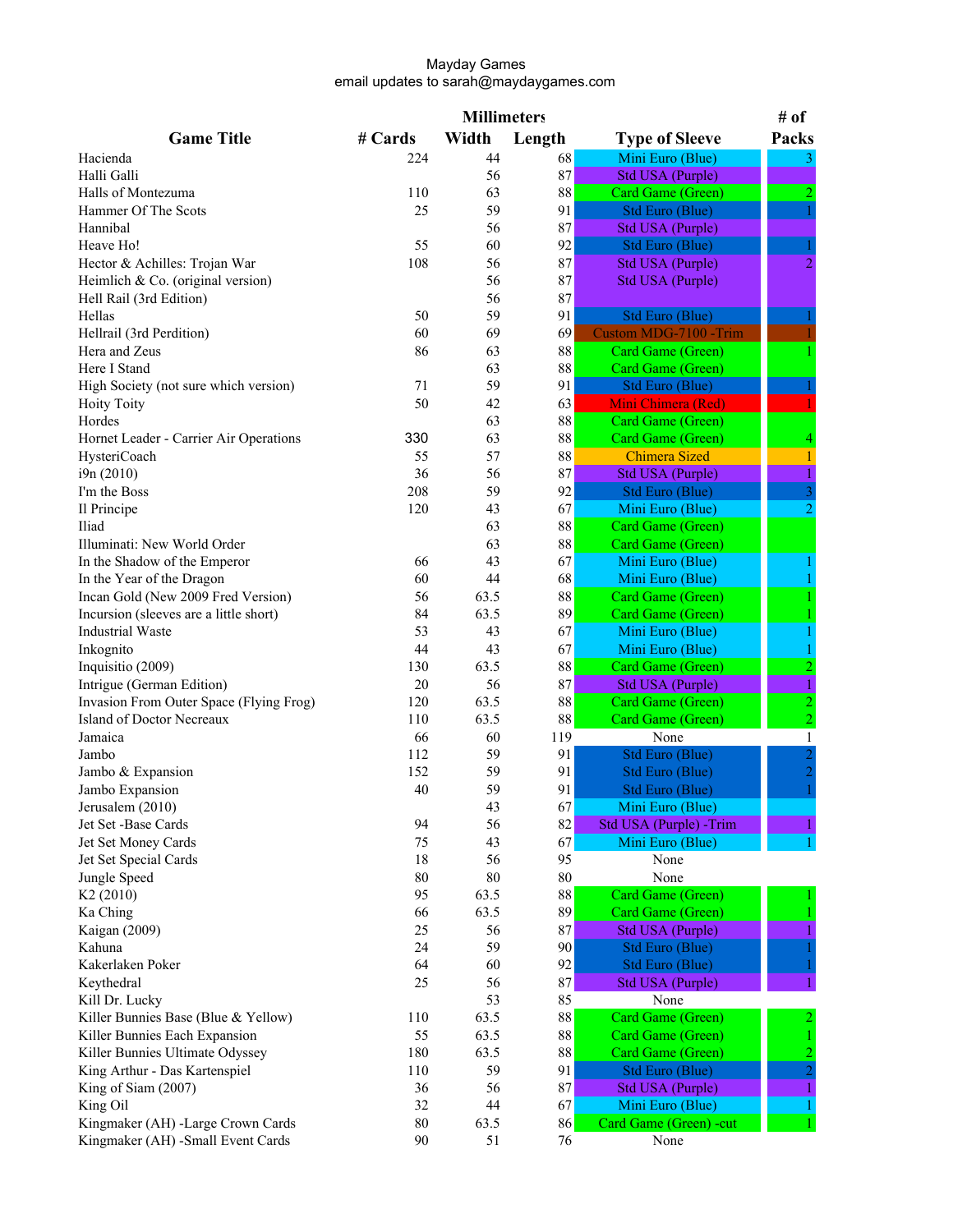Mayday Games
email updates to sarah@maydaygames.com

| Game Title | # Cards | Millimeters Width | Length | Type of Sleeve | # of Packs |
|---|---|---|---|---|---|
| Hacienda | 224 | 44 | 68 | Mini Euro (Blue) | 3 |
| Halli Galli | | 56 | 87 | Std USA (Purple) | |
| Halls of Montezuma | 110 | 63 | 88 | Card Game (Green) | 2 |
| Hammer Of The Scots | 25 | 59 | 91 | Std Euro (Blue) | 1 |
| Hannibal | | 56 | 87 | Std USA (Purple) | |
| Heave Ho! | 55 | 60 | 92 | Std Euro (Blue) | 1 |
| Hector & Achilles: Trojan War | 108 | 56 | 87 | Std USA (Purple) | 2 |
| Heimlich & Co. (original version) | | 56 | 87 | Std USA (Purple) | |
| Hell Rail (3rd Edition) | | 56 | 87 | | |
| Hellas | 50 | 59 | 91 | Std Euro (Blue) | 1 |
| Hellrail (3rd Perdition) | 60 | 69 | 69 | Custom MDG-7100 -Trim | 1 |
| Hera and Zeus | 86 | 63 | 88 | Card Game (Green) | 1 |
| Here I Stand | | 63 | 88 | Card Game (Green) | |
| High Society (not sure which version) | 71 | 59 | 91 | Std Euro (Blue) | 1 |
| Hoity Toity | 50 | 42 | 63 | Mini Chimera (Red) | 1 |
| Hordes | | 63 | 88 | Card Game (Green) | |
| Hornet Leader - Carrier Air Operations | 330 | 63 | 88 | Card Game (Green) | 4 |
| HysteriCoach | 55 | 57 | 88 | Chimera Sized | 1 |
| i9n (2010) | 36 | 56 | 87 | Std USA (Purple) | 1 |
| I'm the Boss | 208 | 59 | 92 | Std Euro (Blue) | 3 |
| Il Principe | 120 | 43 | 67 | Mini Euro (Blue) | 2 |
| Iliad | | 63 | 88 | Card Game (Green) | |
| Illuminati: New World Order | | 63 | 88 | Card Game (Green) | |
| In the Shadow of the Emperor | 66 | 43 | 67 | Mini Euro (Blue) | 1 |
| In the Year of the Dragon | 60 | 44 | 68 | Mini Euro (Blue) | 1 |
| Incan Gold (New 2009 Fred Version) | 56 | 63.5 | 88 | Card Game (Green) | 1 |
| Incursion (sleeves are a little short) | 84 | 63.5 | 89 | Card Game (Green) | 1 |
| Industrial Waste | 53 | 43 | 67 | Mini Euro (Blue) | 1 |
| Inkognito | 44 | 43 | 67 | Mini Euro (Blue) | 1 |
| Inquisitio (2009) | 130 | 63.5 | 88 | Card Game (Green) | 2 |
| Intrigue (German Edition) | 20 | 56 | 87 | Std USA (Purple) | 1 |
| Invasion From Outer Space (Flying Frog) | 120 | 63.5 | 88 | Card Game (Green) | 2 |
| Island of Doctor Necreaux | 110 | 63.5 | 88 | Card Game (Green) | 2 |
| Jamaica | 66 | 60 | 119 | None | 1 |
| Jambo | 112 | 59 | 91 | Std Euro (Blue) | 2 |
| Jambo & Expansion | 152 | 59 | 91 | Std Euro (Blue) | 2 |
| Jambo Expansion | 40 | 59 | 91 | Std Euro (Blue) | 1 |
| Jerusalem (2010) | | 43 | 67 | Mini Euro (Blue) | |
| Jet Set -Base Cards | 94 | 56 | 82 | Std USA (Purple) -Trim | 1 |
| Jet Set Money Cards | 75 | 43 | 67 | Mini Euro (Blue) | 1 |
| Jet Set Special Cards | 18 | 56 | 95 | None | |
| Jungle Speed | 80 | 80 | 80 | None | |
| K2 (2010) | 95 | 63.5 | 88 | Card Game (Green) | 1 |
| Ka Ching | 66 | 63.5 | 89 | Card Game (Green) | 1 |
| Kaigan (2009) | 25 | 56 | 87 | Std USA (Purple) | 1 |
| Kahuna | 24 | 59 | 90 | Std Euro (Blue) | 1 |
| Kakerlaken Poker | 64 | 60 | 92 | Std Euro (Blue) | 1 |
| Keythedral | 25 | 56 | 87 | Std USA (Purple) | 1 |
| Kill Dr. Lucky | | 53 | 85 | None | |
| Killer Bunnies Base (Blue & Yellow) | 110 | 63.5 | 88 | Card Game (Green) | 2 |
| Killer Bunnies Each Expansion | 55 | 63.5 | 88 | Card Game (Green) | 1 |
| Killer Bunnies Ultimate Odyssey | 180 | 63.5 | 88 | Card Game (Green) | 2 |
| King Arthur - Das Kartenspiel | 110 | 59 | 91 | Std Euro (Blue) | 2 |
| King of Siam (2007) | 36 | 56 | 87 | Std USA (Purple) | 1 |
| King Oil | 32 | 44 | 67 | Mini Euro (Blue) | 1 |
| Kingmaker (AH) -Large Crown Cards | 80 | 63.5 | 86 | Card Game (Green) -cut | 1 |
| Kingmaker (AH) -Small Event Cards | 90 | 51 | 76 | None | |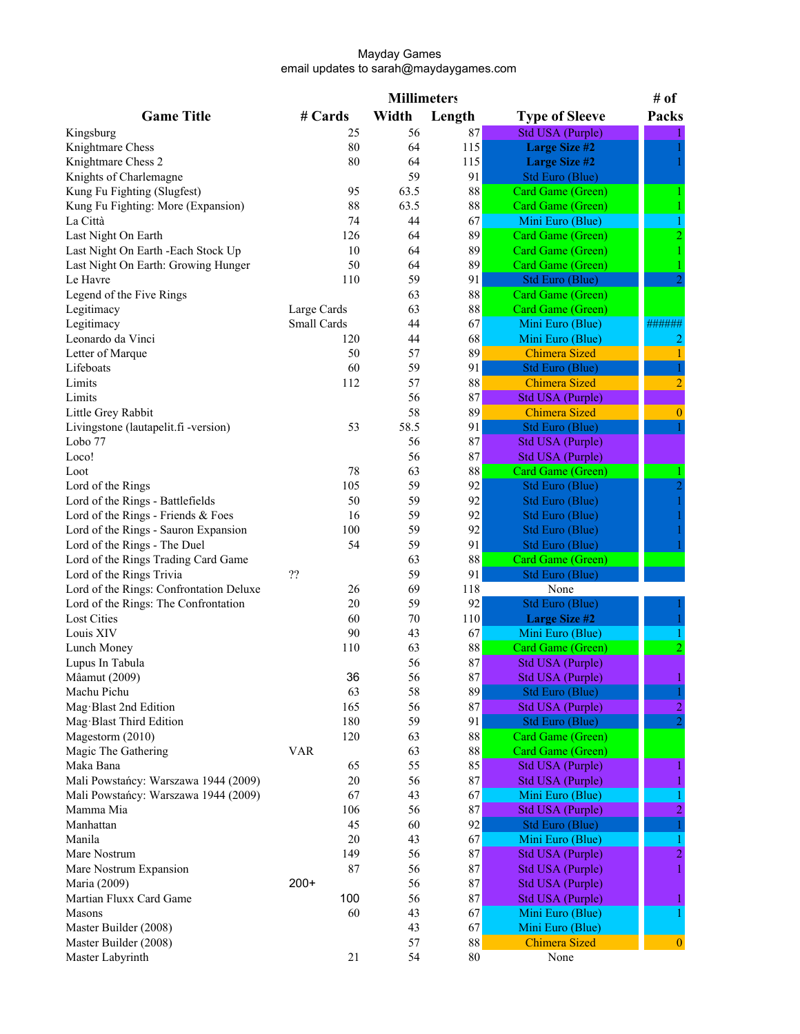Mayday Games
email updates to sarah@maydaygames.com

| Game Title | # Cards | Millimeters Width | Length | Type of Sleeve | # of Packs |
|---|---|---|---|---|---|
| Kingsburg | 25 | 56 | 87 | Std USA (Purple) | 1 |
| Knightmare Chess | 80 | 64 | 115 | **Large Size #2** | 1 |
| Knightmare Chess 2 | 80 | 64 | 115 | **Large Size #2** | 1 |
| Knights of Charlemagne | | 59 | 91 | Std Euro (Blue) | |
| Kung Fu Fighting (Slugfest) | 95 | 63.5 | 88 | Card Game (Green) | 1 |
| Kung Fu Fighting: More (Expansion) | 88 | 63.5 | 88 | Card Game (Green) | 1 |
| La Città | 74 | 44 | 67 | Mini Euro (Blue) | 1 |
| Last Night On Earth | 126 | 64 | 89 | Card Game (Green) | 2 |
| Last Night On Earth -Each Stock Up | 10 | 64 | 89 | Card Game (Green) | 1 |
| Last Night On Earth: Growing Hunger | 50 | 64 | 89 | Card Game (Green) | 1 |
| Le Havre | 110 | 59 | 91 | Std Euro (Blue) | 2 |
| Legend of the Five Rings | | 63 | 88 | Card Game (Green) | |
| Legitimacy | Large Cards | 63 | 88 | Card Game (Green) | |
| Legitimacy | Small Cards | 44 | 67 | Mini Euro (Blue) | ###### |
| Leonardo da Vinci | 120 | 44 | 68 | Mini Euro (Blue) | 2 |
| Letter of Marque | 50 | 57 | 89 | Chimera Sized | 1 |
| Lifeboats | 60 | 59 | 91 | Std Euro (Blue) | 1 |
| Limits | 112 | 57 | 88 | Chimera Sized | 2 |
| Limits | | 56 | 87 | Std USA (Purple) | |
| Little Grey Rabbit | | 58 | 89 | Chimera Sized | 0 |
| Livingstone (lautapelit.fi -version) | 53 | 58.5 | 91 | Std Euro (Blue) | 1 |
| Lobo 77 | | 56 | 87 | Std USA (Purple) | |
| Loco! | | 56 | 87 | Std USA (Purple) | |
| Loot | 78 | 63 | 88 | Card Game (Green) | 1 |
| Lord of the Rings | 105 | 59 | 92 | Std Euro (Blue) | 2 |
| Lord of the Rings - Battlefields | 50 | 59 | 92 | Std Euro (Blue) | 1 |
| Lord of the Rings - Friends & Foes | 16 | 59 | 92 | Std Euro (Blue) | 1 |
| Lord of the Rings - Sauron Expansion | 100 | 59 | 92 | Std Euro (Blue) | 1 |
| Lord of the Rings - The Duel | 54 | 59 | 91 | Std Euro (Blue) | 1 |
| Lord of the Rings Trading Card Game | | 63 | 88 | Card Game (Green) | |
| Lord of the Rings Trivia | ?? | 59 | 91 | Std Euro (Blue) | |
| Lord of the Rings: Confrontation Deluxe | 26 | 69 | 118 | None | |
| Lord of the Rings: The Confrontation | 20 | 59 | 92 | Std Euro (Blue) | 1 |
| Lost Cities | 60 | 70 | 110 | **Large Size #2** | 1 |
| Louis XIV | 90 | 43 | 67 | Mini Euro (Blue) | 1 |
| Lunch Money | 110 | 63 | 88 | Card Game (Green) | 2 |
| Lupus In Tabula | | 56 | 87 | Std USA (Purple) | |
| Mâamut (2009) | 36 | 56 | 87 | Std USA (Purple) | 1 |
| Machu Pichu | 63 | 58 | 89 | Std Euro (Blue) | 1 |
| Mag·Blast 2nd Edition | 165 | 56 | 87 | Std USA (Purple) | 2 |
| Mag·Blast Third Edition | 180 | 59 | 91 | Std Euro (Blue) | 2 |
| Magestorm (2010) | 120 | 63 | 88 | Card Game (Green) | |
| Magic The Gathering | VAR | 63 | 88 | Card Game (Green) | |
| Maka Bana | 65 | 55 | 85 | Std USA (Purple) | 1 |
| Mali Powstańcy: Warszawa 1944 (2009) | 20 | 56 | 87 | Std USA (Purple) | 1 |
| Mali Powstańcy: Warszawa 1944 (2009) | 67 | 43 | 67 | Mini Euro (Blue) | 1 |
| Mamma Mia | 106 | 56 | 87 | Std USA (Purple) | 2 |
| Manhattan | 45 | 60 | 92 | Std Euro (Blue) | 1 |
| Manila | 20 | 43 | 67 | Mini Euro (Blue) | 1 |
| Mare Nostrum | 149 | 56 | 87 | Std USA (Purple) | 2 |
| Mare Nostrum Expansion | 87 | 56 | 87 | Std USA (Purple) | 1 |
| Maria (2009) | 200+ | 56 | 87 | Std USA (Purple) | |
| Martian Fluxx Card Game | 100 | 56 | 87 | Std USA (Purple) | 1 |
| Masons | 60 | 43 | 67 | Mini Euro (Blue) | 1 |
| Master Builder (2008) | | 43 | 67 | Mini Euro (Blue) | |
| Master Builder (2008) | | 57 | 88 | Chimera Sized | 0 |
| Master Labyrinth | 21 | 54 | 80 | None | |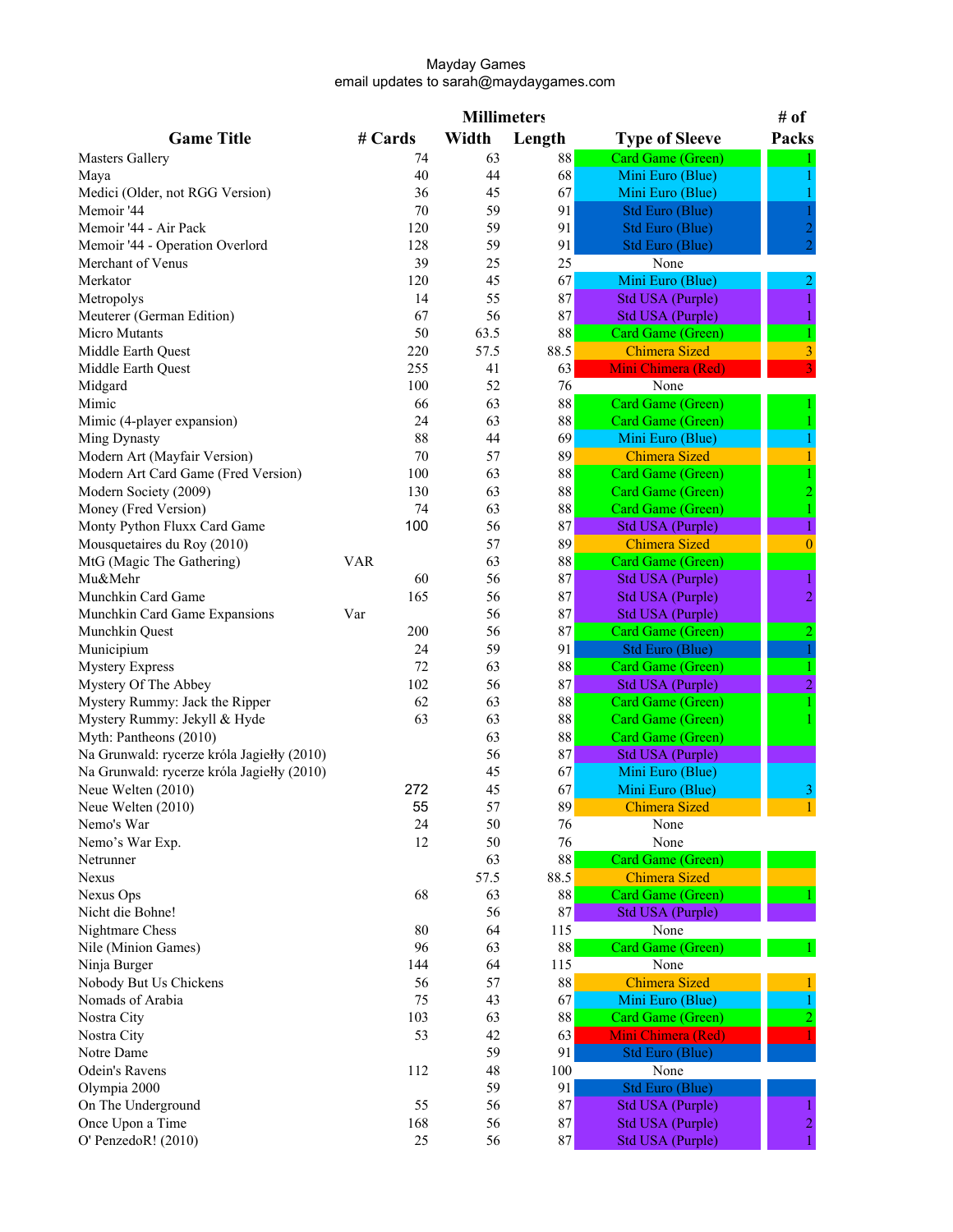Mayday Games
email updates to sarah@maydaygames.com

| Game Title | # Cards | Millimeters Width | Length | Type of Sleeve | # of Packs |
|---|---|---|---|---|---|
| Masters Gallery | 74 | 63 | 88 | Card Game (Green) | 1 |
| Maya | 40 | 44 | 68 | Mini Euro (Blue) | 1 |
| Medici (Older, not RGG Version) | 36 | 45 | 67 | Mini Euro (Blue) | 1 |
| Memoir '44 | 70 | 59 | 91 | Std Euro (Blue) | 1 |
| Memoir '44 - Air Pack | 120 | 59 | 91 | Std Euro (Blue) | 2 |
| Memoir '44 - Operation Overlord | 128 | 59 | 91 | Std Euro (Blue) | 2 |
| Merchant of Venus | 39 | 25 | 25 | None | |
| Merkator | 120 | 45 | 67 | Mini Euro (Blue) | 2 |
| Metropolys | 14 | 55 | 87 | Std USA (Purple) | 1 |
| Meuterer (German Edition) | 67 | 56 | 87 | Std USA (Purple) | 1 |
| Micro Mutants | 50 | 63.5 | 88 | Card Game (Green) | 1 |
| Middle Earth Quest | 220 | 57.5 | 88.5 | Chimera Sized | 3 |
| Middle Earth Quest | 255 | 41 | 63 | Mini Chimera (Red) | 3 |
| Midgard | 100 | 52 | 76 | None | |
| Mimic | 66 | 63 | 88 | Card Game (Green) | 1 |
| Mimic (4-player expansion) | 24 | 63 | 88 | Card Game (Green) | 1 |
| Ming Dynasty | 88 | 44 | 69 | Mini Euro (Blue) | 1 |
| Modern Art (Mayfair Version) | 70 | 57 | 89 | Chimera Sized | 1 |
| Modern Art Card Game (Fred Version) | 100 | 63 | 88 | Card Game (Green) | 1 |
| Modern Society (2009) | 130 | 63 | 88 | Card Game (Green) | 2 |
| Money (Fred Version) | 74 | 63 | 88 | Card Game (Green) | 1 |
| Monty Python Fluxx Card Game | 100 | 56 | 87 | Std USA (Purple) | 1 |
| Mousquetaires du Roy (2010) | | 57 | 89 | Chimera Sized | 0 |
| MtG (Magic The Gathering) | VAR | 63 | 88 | Card Game (Green) | |
| Mu&Mehr | 60 | 56 | 87 | Std USA (Purple) | 1 |
| Munchkin Card Game | 165 | 56 | 87 | Std USA (Purple) | 2 |
| Munchkin Card Game Expansions | Var | 56 | 87 | Std USA (Purple) | |
| Munchkin Quest | 200 | 56 | 87 | Card Game (Green) | 2 |
| Municipium | 24 | 59 | 91 | Std Euro (Blue) | 1 |
| Mystery Express | 72 | 63 | 88 | Card Game (Green) | 1 |
| Mystery Of The Abbey | 102 | 56 | 87 | Std USA (Purple) | 2 |
| Mystery Rummy: Jack the Ripper | 62 | 63 | 88 | Card Game (Green) | 1 |
| Mystery Rummy: Jekyll & Hyde | 63 | 63 | 88 | Card Game (Green) | 1 |
| Myth: Pantheons (2010) | | 63 | 88 | Card Game (Green) | |
| Na Grunwald: rycerze króla Jagiełły (2010) | | 56 | 87 | Std USA (Purple) | |
| Na Grunwald: rycerze króla Jagiełły (2010) | | 45 | 67 | Mini Euro (Blue) | |
| Neue Welten (2010) | 272 | 45 | 67 | Mini Euro (Blue) | 3 |
| Neue Welten (2010) | 55 | 57 | 89 | Chimera Sized | 1 |
| Nemo's War | 24 | 50 | 76 | None | |
| Nemo's War Exp. | 12 | 50 | 76 | None | |
| Netrunner | | 63 | 88 | Card Game (Green) | |
| Nexus | | 57.5 | 88.5 | Chimera Sized | |
| Nexus Ops | 68 | 63 | 88 | Card Game (Green) | 1 |
| Nicht die Bohne! | | 56 | 87 | Std USA (Purple) | |
| Nightmare Chess | 80 | 64 | 115 | None | |
| Nile (Minion Games) | 96 | 63 | 88 | Card Game (Green) | 1 |
| Ninja Burger | 144 | 64 | 115 | None | |
| Nobody But Us Chickens | 56 | 57 | 88 | Chimera Sized | 1 |
| Nomads of Arabia | 75 | 43 | 67 | Mini Euro (Blue) | 1 |
| Nostra City | 103 | 63 | 88 | Card Game (Green) | 2 |
| Nostra City | 53 | 42 | 63 | Mini Chimera (Red) | 1 |
| Notre Dame | | 59 | 91 | Std Euro (Blue) | |
| Odein's Ravens | 112 | 48 | 100 | None | |
| Olympia 2000 | | 59 | 91 | Std Euro (Blue) | |
| On The Underground | 55 | 56 | 87 | Std USA (Purple) | 1 |
| Once Upon a Time | 168 | 56 | 87 | Std USA (Purple) | 2 |
| O' PenzedoR! (2010) | 25 | 56 | 87 | Std USA (Purple) | 1 |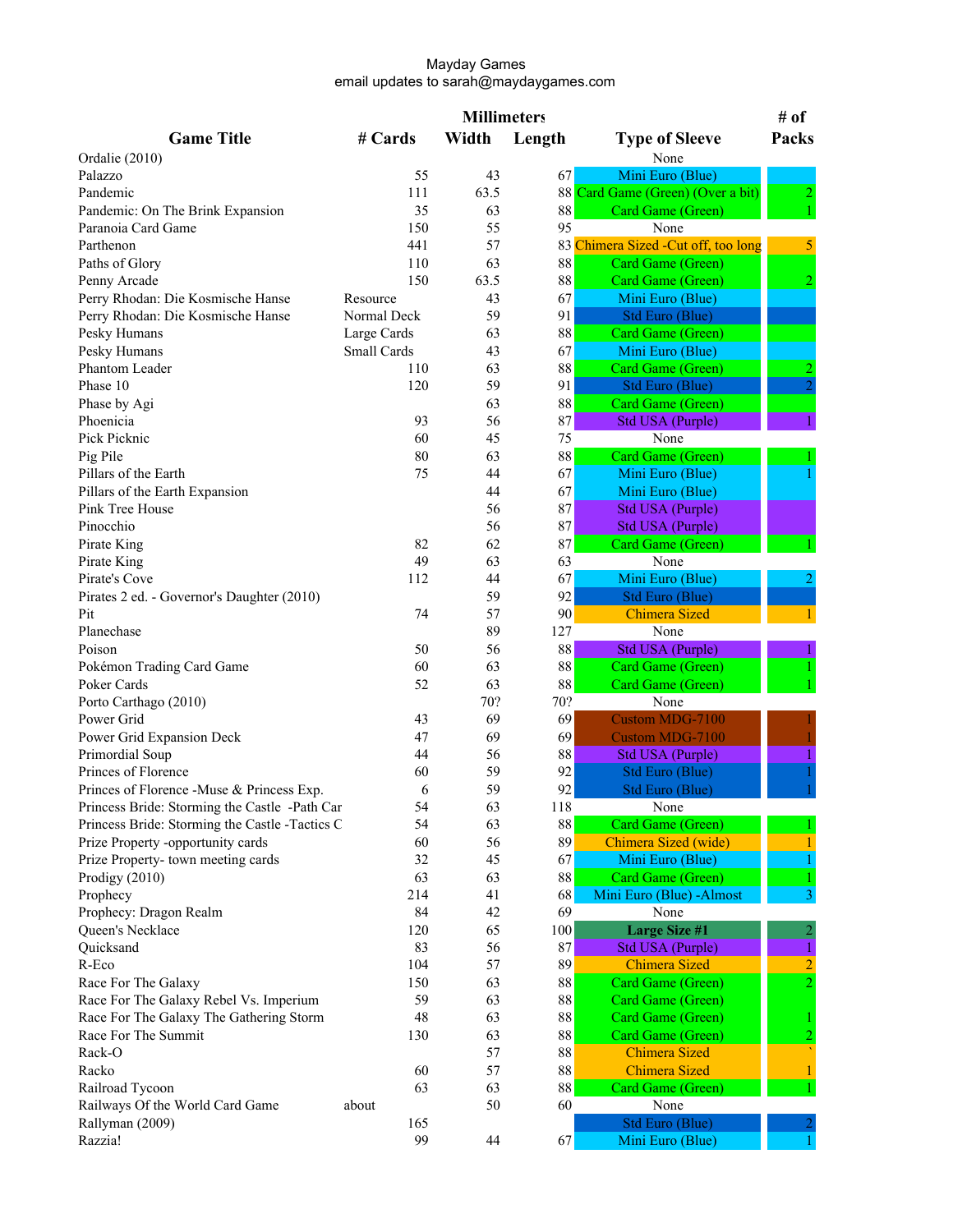Mayday Games
email updates to sarah@maydaygames.com

| Game Title | # Cards | Millimeters Width | Length | Type of Sleeve | # of Packs |
|---|---|---|---|---|---|
| Ordalie (2010) | | | | None | |
| Palazzo | 55 | 43 | 67 | Mini Euro (Blue) | |
| Pandemic | 111 | 63.5 | 88 | Card Game (Green) (Over a bit) | 2 |
| Pandemic: On The Brink Expansion | 35 | 63 | 88 | Card Game (Green) | 1 |
| Paranoia Card Game | 150 | 55 | 95 | None | |
| Parthenon | 441 | 57 | 83 | Chimera Sized -Cut off, too long | 5 |
| Paths of Glory | 110 | 63 | 88 | Card Game (Green) | |
| Penny Arcade | 150 | 63.5 | 88 | Card Game (Green) | 2 |
| Perry Rhodan: Die Kosmische Hanse | Resource | 43 | 67 | Mini Euro (Blue) | |
| Perry Rhodan: Die Kosmische Hanse | Normal Deck | 59 | 91 | Std Euro (Blue) | |
| Pesky Humans | Large Cards | 63 | 88 | Card Game (Green) | |
| Pesky Humans | Small Cards | 43 | 67 | Mini Euro (Blue) | |
| Phantom Leader | 110 | 63 | 88 | Card Game (Green) | 2 |
| Phase 10 | 120 | 59 | 91 | Std Euro (Blue) | 2 |
| Phase by Agi | | 63 | 88 | Card Game (Green) | |
| Phoenicia | 93 | 56 | 87 | Std USA (Purple) | 1 |
| Pick Picknic | 60 | 45 | 75 | None | |
| Pig Pile | 80 | 63 | 88 | Card Game (Green) | 1 |
| Pillars of the Earth | 75 | 44 | 67 | Mini Euro (Blue) | 1 |
| Pillars of the Earth Expansion | | 44 | 67 | Mini Euro (Blue) | |
| Pink Tree House | | 56 | 87 | Std USA (Purple) | |
| Pinocchio | | 56 | 87 | Std USA (Purple) | |
| Pirate King | 82 | 62 | 87 | Card Game (Green) | 1 |
| Pirate King | 49 | 63 | 63 | None | |
| Pirate's Cove | 112 | 44 | 67 | Mini Euro (Blue) | 2 |
| Pirates 2 ed. - Governor's Daughter (2010) | | 59 | 92 | Std Euro (Blue) | |
| Pit | 74 | 57 | 90 | Chimera Sized | 1 |
| Planechase | | 89 | 127 | None | |
| Poison | 50 | 56 | 88 | Std USA (Purple) | 1 |
| Pokémon Trading Card Game | 60 | 63 | 88 | Card Game (Green) | 1 |
| Poker Cards | 52 | 63 | 88 | Card Game (Green) | 1 |
| Porto Carthago (2010) | | 70? | 70? | None | |
| Power Grid | 43 | 69 | 69 | Custom MDG-7100 | 1 |
| Power Grid Expansion Deck | 47 | 69 | 69 | Custom MDG-7100 | 1 |
| Primordial Soup | 44 | 56 | 88 | Std USA (Purple) | 1 |
| Princes of Florence | 60 | 59 | 92 | Std Euro (Blue) | 1 |
| Princes of Florence -Muse & Princess Exp. | 6 | 59 | 92 | Std Euro (Blue) | 1 |
| Princess Bride: Storming the Castle -Path Car | 54 | 63 | 118 | None | |
| Princess Bride: Storming the Castle -Tactics C | 54 | 63 | 88 | Card Game (Green) | 1 |
| Prize Property -opportunity cards | 60 | 56 | 89 | Chimera Sized (wide) | 1 |
| Prize Property- town meeting cards | 32 | 45 | 67 | Mini Euro (Blue) | 1 |
| Prodigy (2010) | 63 | 63 | 88 | Card Game (Green) | 1 |
| Prophecy | 214 | 41 | 68 | Mini Euro (Blue) -Almost | 3 |
| Prophecy: Dragon Realm | 84 | 42 | 69 | None | |
| Queen's Necklace | 120 | 65 | 100 | **Large Size #1** | 2 |
| Quicksand | 83 | 56 | 87 | Std USA (Purple) | 1 |
| R-Eco | 104 | 57 | 89 | Chimera Sized | 2 |
| Race For The Galaxy | 150 | 63 | 88 | Card Game (Green) | 2 |
| Race For The Galaxy Rebel Vs. Imperium | 59 | 63 | 88 | Card Game (Green) | |
| Race For The Galaxy The Gathering Storm | 48 | 63 | 88 | Card Game (Green) | 1 |
| Race For The Summit | 130 | 63 | 88 | Card Game (Green) | 2 |
| Rack-O | | 57 | 88 | Chimera Sized | ` |
| Racko | 60 | 57 | 88 | Chimera Sized | 1 |
| Railroad Tycoon | 63 | 63 | 88 | Card Game (Green) | 1 |
| Railways Of the World Card Game | about | 50 | 60 | None | |
| Rallyman (2009) | 165 | | | Std Euro (Blue) | 2 |
| Razzia! | 99 | 44 | 67 | Mini Euro (Blue) | 1 |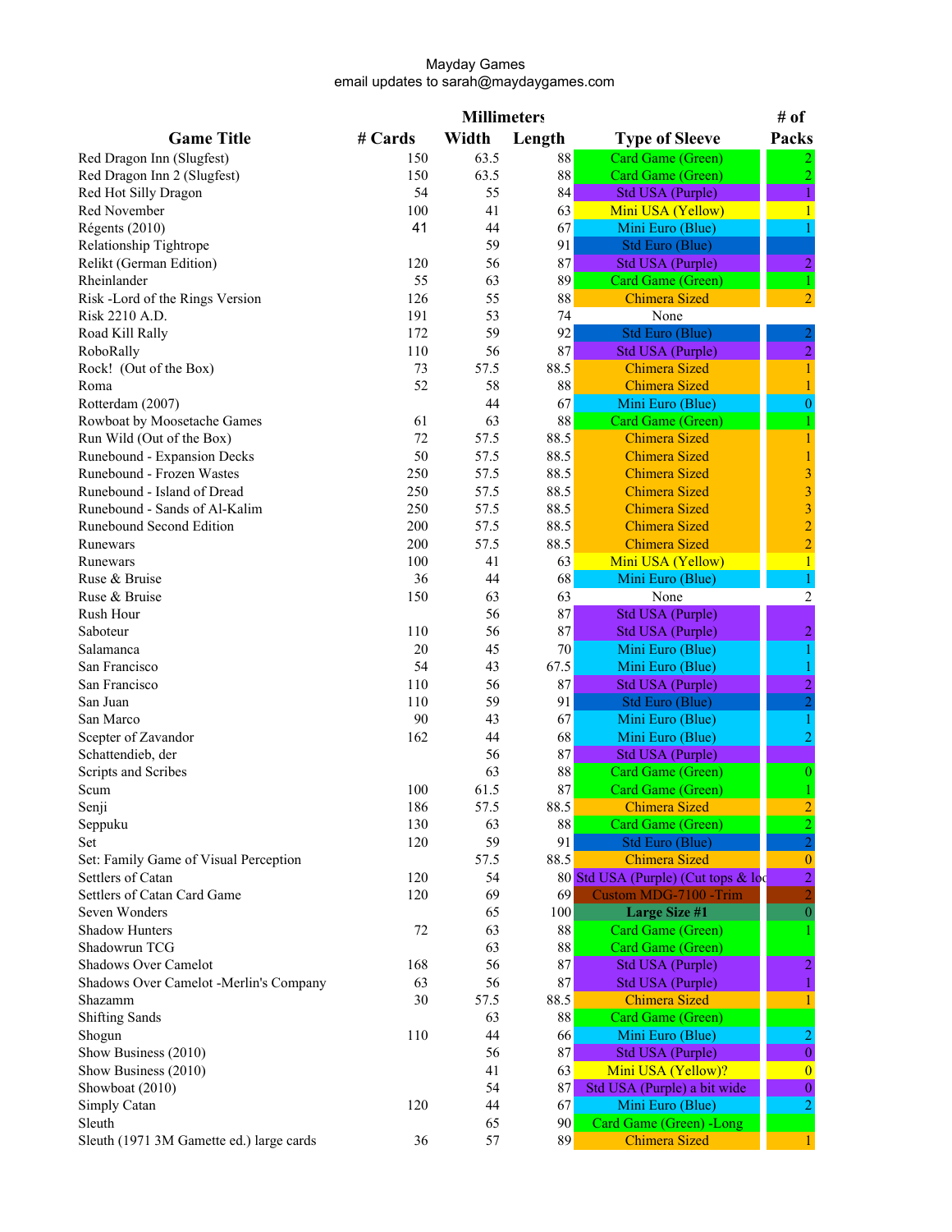Mayday Games
email updates to sarah@maydaygames.com

| Game Title | # Cards | Millimeters Width | Length | Type of Sleeve | # of Packs |
|---|---|---|---|---|---|
| Red Dragon Inn (Slugfest) | 150 | 63.5 | 88 | Card Game (Green) | 2 |
| Red Dragon Inn 2 (Slugfest) | 150 | 63.5 | 88 | Card Game (Green) | 2 |
| Red Hot Silly Dragon | 54 | 55 | 84 | Std USA (Purple) | 1 |
| Red November | 100 | 41 | 63 | Mini USA (Yellow) | 1 |
| Régents (2010) | 41 | 44 | 67 | Mini Euro (Blue) | 1 |
| Relationship Tightrope | | 59 | 91 | Std Euro (Blue) | |
| Relikt (German Edition) | 120 | 56 | 87 | Std USA (Purple) | 2 |
| Rheinlander | 55 | 63 | 89 | Card Game (Green) | 1 |
| Risk -Lord of the Rings Version | 126 | 55 | 88 | Chimera Sized | 2 |
| Risk 2210 A.D. | 191 | 53 | 74 | None | |
| Road Kill Rally | 172 | 59 | 92 | Std Euro (Blue) | 2 |
| RoboRally | 110 | 56 | 87 | Std USA (Purple) | 2 |
| Rock! (Out of the Box) | 73 | 57.5 | 88.5 | Chimera Sized | 1 |
| Roma | 52 | 58 | 88 | Chimera Sized | 1 |
| Rotterdam (2007) | | 44 | 67 | Mini Euro (Blue) | 0 |
| Rowboat by Moosetache Games | 61 | 63 | 88 | Card Game (Green) | 1 |
| Run Wild (Out of the Box) | 72 | 57.5 | 88.5 | Chimera Sized | 1 |
| Runebound - Expansion Decks | 50 | 57.5 | 88.5 | Chimera Sized | 1 |
| Runebound - Frozen Wastes | 250 | 57.5 | 88.5 | Chimera Sized | 3 |
| Runebound - Island of Dread | 250 | 57.5 | 88.5 | Chimera Sized | 3 |
| Runebound - Sands of Al-Kalim | 250 | 57.5 | 88.5 | Chimera Sized | 3 |
| Runebound Second Edition | 200 | 57.5 | 88.5 | Chimera Sized | 2 |
| Runewars | 200 | 57.5 | 88.5 | Chimera Sized | 2 |
| Runewars | 100 | 41 | 63 | Mini USA (Yellow) | 1 |
| Ruse & Bruise | 36 | 44 | 68 | Mini Euro (Blue) | 1 |
| Ruse & Bruise | 150 | 63 | 63 | None | 2 |
| Rush Hour | | 56 | 87 | Std USA (Purple) | |
| Saboteur | 110 | 56 | 87 | Std USA (Purple) | 2 |
| Salamanca | 20 | 45 | 70 | Mini Euro (Blue) | 1 |
| San Francisco | 54 | 43 | 67.5 | Mini Euro (Blue) | 1 |
| San Francisco | 110 | 56 | 87 | Std USA (Purple) | 2 |
| San Juan | 110 | 59 | 91 | Std Euro (Blue) | 2 |
| San Marco | 90 | 43 | 67 | Mini Euro (Blue) | 1 |
| Scepter of Zavandor | 162 | 44 | 68 | Mini Euro (Blue) | 2 |
| Schattendieb, der | | 56 | 87 | Std USA (Purple) | |
| Scripts and Scribes | | 63 | 88 | Card Game (Green) | 0 |
| Scum | 100 | 61.5 | 87 | Card Game (Green) | 1 |
| Senji | 186 | 57.5 | 88.5 | Chimera Sized | 2 |
| Seppuku | 130 | 63 | 88 | Card Game (Green) | 2 |
| Set | 120 | 59 | 91 | Std Euro (Blue) | 2 |
| Set: Family Game of Visual Perception | | 57.5 | 88.5 | Chimera Sized | 0 |
| Settlers of Catan | 120 | 54 | 80 | Std USA (Purple) (Cut tops & loo | 2 |
| Settlers of Catan Card Game | 120 | 69 | 69 | Custom MDG-7100 -Trim | 2 |
| Seven Wonders | | 65 | 100 | **Large Size #1** | 0 |
| Shadow Hunters | 72 | 63 | 88 | Card Game (Green) | 1 |
| Shadowrun TCG | | 63 | 88 | Card Game (Green) | |
| Shadows Over Camelot | 168 | 56 | 87 | Std USA (Purple) | 2 |
| Shadows Over Camelot -Merlin's Company | 63 | 56 | 87 | Std USA (Purple) | 1 |
| Shazamm | 30 | 57.5 | 88.5 | Chimera Sized | 1 |
| Shifting Sands | | 63 | 88 | Card Game (Green) | |
| Shogun | 110 | 44 | 66 | Mini Euro (Blue) | 2 |
| Show Business (2010) | | 56 | 87 | Std USA (Purple) | 0 |
| Show Business (2010) | | 41 | 63 | Mini USA (Yellow)? | 0 |
| Showboat (2010) | | 54 | 87 | Std USA (Purple) a bit wide | 0 |
| Simply Catan | 120 | 44 | 67 | Mini Euro (Blue) | 2 |
| Sleuth | | 65 | 90 | Card Game (Green) -Long | |
| Sleuth (1971 3M Gamette ed.) large cards | 36 | 57 | 89 | Chimera Sized | 1 |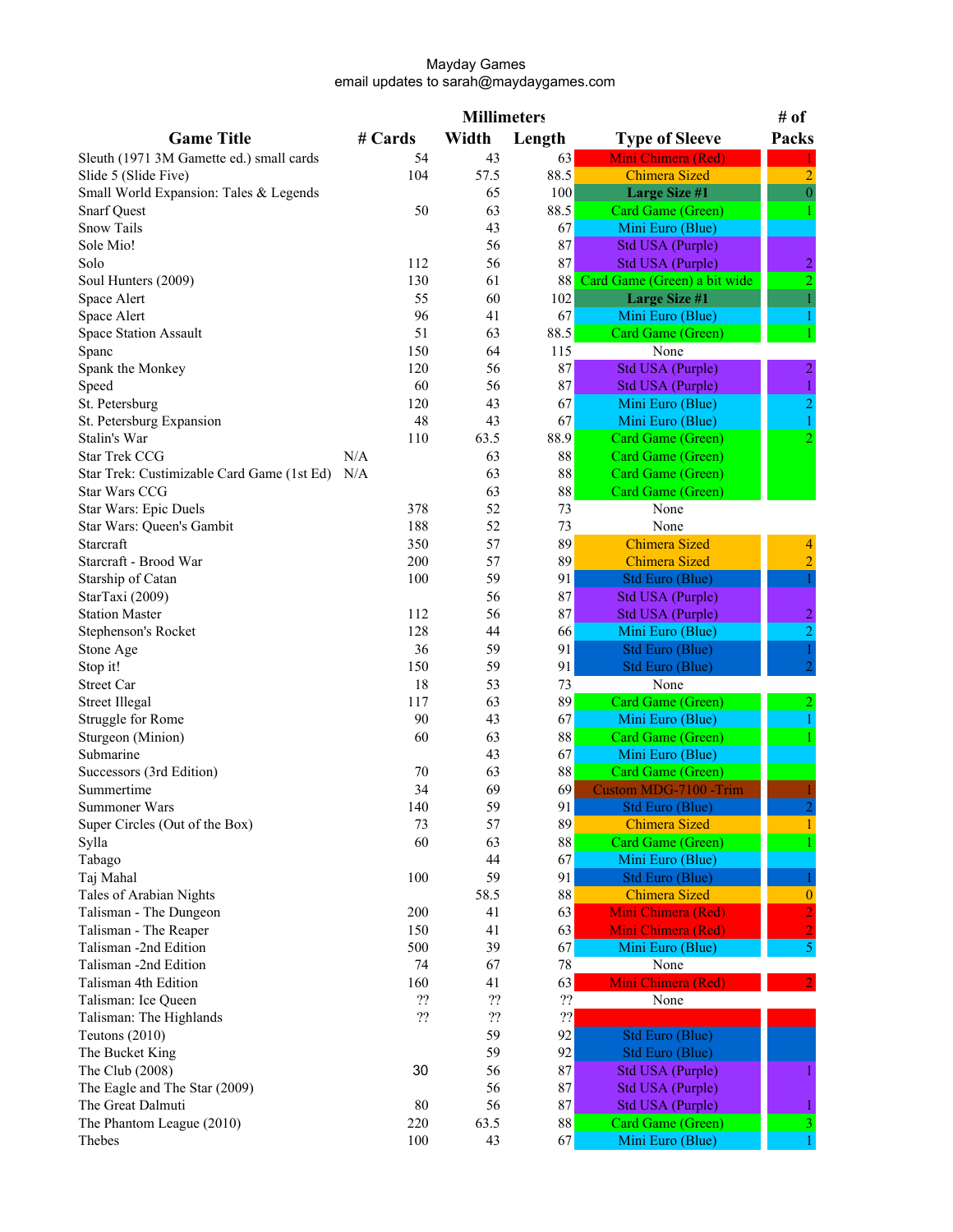Mayday Games
email updates to sarah@maydaygames.com

| Game Title | # Cards | Millimeters Width | Length | Type of Sleeve | # of Packs |
|---|---|---|---|---|---|
| Sleuth (1971 3M Gamette ed.) small cards | 54 | 43 | 63 | Mini Chimera (Red) | 1 |
| Slide 5 (Slide Five) | 104 | 57.5 | 88.5 | Chimera Sized | 2 |
| Small World Expansion: Tales & Legends | | 65 | 100 | **Large Size #1** | 0 |
| Snarf Quest | 50 | 63 | 88.5 | Card Game (Green) | 1 |
| Snow Tails | | 43 | 67 | Mini Euro (Blue) | |
| Sole Mio! | | 56 | 87 | Std USA (Purple) | |
| Solo | 112 | 56 | 87 | Std USA (Purple) | 2 |
| Soul Hunters (2009) | 130 | 61 | 88 | Card Game (Green) a bit wide | 2 |
| Space Alert | 55 | 60 | 102 | **Large Size #1** | 1 |
| Space Alert | 96 | 41 | 67 | Mini Euro (Blue) | 1 |
| Space Station Assault | 51 | 63 | 88.5 | Card Game (Green) | 1 |
| Spanc | 150 | 64 | 115 | None | |
| Spank the Monkey | 120 | 56 | 87 | Std USA (Purple) | 2 |
| Speed | 60 | 56 | 87 | Std USA (Purple) | 1 |
| St. Petersburg | 120 | 43 | 67 | Mini Euro (Blue) | 2 |
| St. Petersburg Expansion | 48 | 43 | 67 | Mini Euro (Blue) | 1 |
| Stalin's War | 110 | 63.5 | 88.9 | Card Game (Green) | 2 |
| Star Trek CCG | N/A | 63 | 88 | Card Game (Green) | |
| Star Trek: Custimizable Card Game (1st Ed) | N/A | 63 | 88 | Card Game (Green) | |
| Star Wars CCG | | 63 | 88 | Card Game (Green) | |
| Star Wars: Epic Duels | 378 | 52 | 73 | None | |
| Star Wars: Queen's Gambit | 188 | 52 | 73 | None | |
| Starcraft | 350 | 57 | 89 | Chimera Sized | 4 |
| Starcraft - Brood War | 200 | 57 | 89 | Chimera Sized | 2 |
| Starship of Catan | 100 | 59 | 91 | Std Euro (Blue) | 1 |
| StarTaxi (2009) | | 56 | 87 | Std USA (Purple) | |
| Station Master | 112 | 56 | 87 | Std USA (Purple) | 2 |
| Stephenson's Rocket | 128 | 44 | 66 | Mini Euro (Blue) | 2 |
| Stone Age | 36 | 59 | 91 | Std Euro (Blue) | 1 |
| Stop it! | 150 | 59 | 91 | Std Euro (Blue) | 2 |
| Street Car | 18 | 53 | 73 | None | |
| Street Illegal | 117 | 63 | 89 | Card Game (Green) | 2 |
| Struggle for Rome | 90 | 43 | 67 | Mini Euro (Blue) | 1 |
| Sturgeon (Minion) | 60 | 63 | 88 | Card Game (Green) | 1 |
| Submarine | | 43 | 67 | Mini Euro (Blue) | |
| Successors (3rd Edition) | 70 | 63 | 88 | Card Game (Green) | |
| Summertime | 34 | 69 | 69 | Custom MDG-7100 -Trim | 1 |
| Summoner Wars | 140 | 59 | 91 | Std Euro (Blue) | 2 |
| Super Circles (Out of the Box) | 73 | 57 | 89 | Chimera Sized | 1 |
| Sylla | 60 | 63 | 88 | Card Game (Green) | 1 |
| Tabago | | 44 | 67 | Mini Euro (Blue) | |
| Taj Mahal | 100 | 59 | 91 | Std Euro (Blue) | 1 |
| Tales of Arabian Nights | | 58.5 | 88 | Chimera Sized | 0 |
| Talisman - The Dungeon | 200 | 41 | 63 | Mini Chimera (Red) | 2 |
| Talisman - The Reaper | 150 | 41 | 63 | Mini Chimera (Red) | 2 |
| Talisman -2nd Edition | 500 | 39 | 67 | Mini Euro (Blue) | 5 |
| Talisman -2nd Edition | 74 | 67 | 78 | None | |
| Talisman 4th Edition | 160 | 41 | 63 | Mini Chimera (Red) | 2 |
| Talisman: Ice Queen | ?? | ?? | ?? | None | |
| Talisman: The Highlands | ?? | ?? | ?? | | |
| Teutons (2010) | | 59 | 92 | Std Euro (Blue) | |
| The Bucket King | | 59 | 92 | Std Euro (Blue) | |
| The Club (2008) | 30 | 56 | 87 | Std USA (Purple) | 1 |
| The Eagle and The Star (2009) | | 56 | 87 | Std USA (Purple) | |
| The Great Dalmuti | 80 | 56 | 87 | Std USA (Purple) | 1 |
| The Phantom League (2010) | 220 | 63.5 | 88 | Card Game (Green) | 3 |
| Thebes | 100 | 43 | 67 | Mini Euro (Blue) | 1 |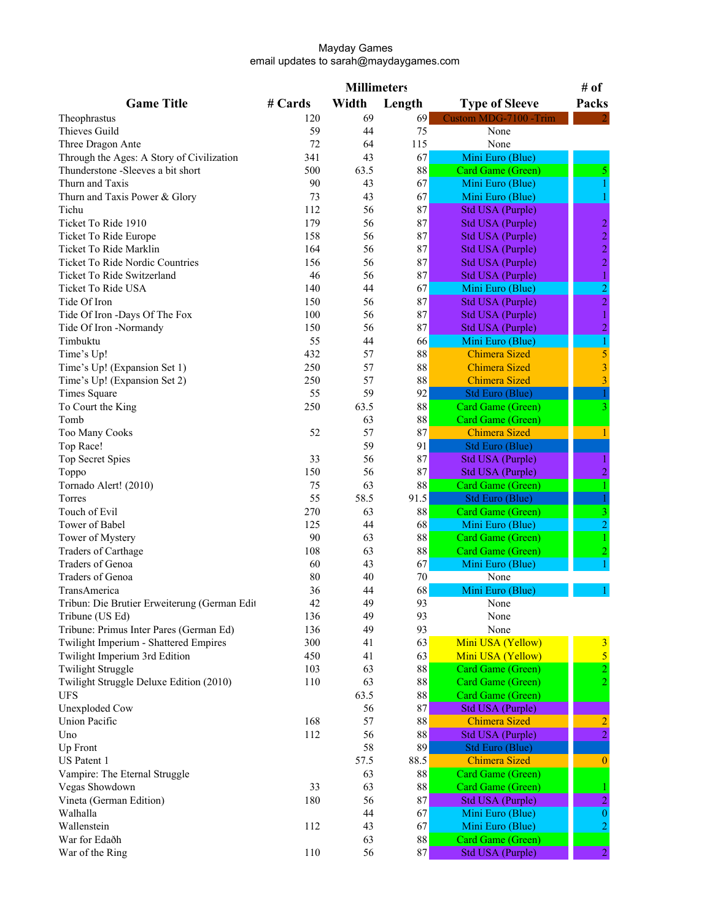Mayday Games
email updates to sarah@maydaygames.com

| Game Title | # Cards | Millimeters Width | Length | Type of Sleeve | # of Packs |
|---|---|---|---|---|---|
| Theophrastus | 120 | 69 | 69 | Custom MDG-7100 -Trim | 2 |
| Thieves Guild | 59 | 44 | 75 | None | |
| Three Dragon Ante | 72 | 64 | 115 | None | |
| Through the Ages: A Story of Civilization | 341 | 43 | 67 | Mini Euro (Blue) | |
| Thunderstone -Sleeves a bit short | 500 | 63.5 | 88 | Card Game (Green) | 5 |
| Thurn and Taxis | 90 | 43 | 67 | Mini Euro (Blue) | 1 |
| Thurn and Taxis Power & Glory | 73 | 43 | 67 | Mini Euro (Blue) | 1 |
| Tichu | 112 | 56 | 87 | Std USA (Purple) | |
| Ticket To Ride 1910 | 179 | 56 | 87 | Std USA (Purple) | 2 |
| Ticket To Ride Europe | 158 | 56 | 87 | Std USA (Purple) | 2 |
| Ticket To Ride Marklin | 164 | 56 | 87 | Std USA (Purple) | 2 |
| Ticket To Ride Nordic Countries | 156 | 56 | 87 | Std USA (Purple) | 2 |
| Ticket To Ride Switzerland | 46 | 56 | 87 | Std USA (Purple) | 1 |
| Ticket To Ride USA | 140 | 44 | 67 | Mini Euro (Blue) | 2 |
| Tide Of Iron | 150 | 56 | 87 | Std USA (Purple) | 2 |
| Tide Of Iron -Days Of The Fox | 100 | 56 | 87 | Std USA (Purple) | 1 |
| Tide Of Iron -Normandy | 150 | 56 | 87 | Std USA (Purple) | 2 |
| Timbuktu | 55 | 44 | 66 | Mini Euro (Blue) | 1 |
| Time's Up! | 432 | 57 | 88 | Chimera Sized | 5 |
| Time's Up! (Expansion Set 1) | 250 | 57 | 88 | Chimera Sized | 3 |
| Time's Up! (Expansion Set 2) | 250 | 57 | 88 | Chimera Sized | 3 |
| Times Square | 55 | 59 | 92 | Std Euro (Blue) | 1 |
| To Court the King | 250 | 63.5 | 88 | Card Game (Green) | 3 |
| Tomb | | 63 | 88 | Card Game (Green) | |
| Too Many Cooks | 52 | 57 | 87 | Chimera Sized | 1 |
| Top Race! | | 59 | 91 | Std Euro (Blue) | |
| Top Secret Spies | 33 | 56 | 87 | Std USA (Purple) | 1 |
| Toppo | 150 | 56 | 87 | Std USA (Purple) | 2 |
| Tornado Alert! (2010) | 75 | 63 | 88 | Card Game (Green) | 1 |
| Torres | 55 | 58.5 | 91.5 | Std Euro (Blue) | 1 |
| Touch of Evil | 270 | 63 | 88 | Card Game (Green) | 3 |
| Tower of Babel | 125 | 44 | 68 | Mini Euro (Blue) | 2 |
| Tower of Mystery | 90 | 63 | 88 | Card Game (Green) | 1 |
| Traders of Carthage | 108 | 63 | 88 | Card Game (Green) | 2 |
| Traders of Genoa | 60 | 43 | 67 | Mini Euro (Blue) | 1 |
| Traders of Genoa | 80 | 40 | 70 | None | |
| TransAmerica | 36 | 44 | 68 | Mini Euro (Blue) | 1 |
| Tribun: Die Brutier Erweiterung (German Edit | 42 | 49 | 93 | None | |
| Tribune (US Ed) | 136 | 49 | 93 | None | |
| Tribune: Primus Inter Pares (German Ed) | 136 | 49 | 93 | None | |
| Twilight Imperium - Shattered Empires | 300 | 41 | 63 | Mini USA (Yellow) | 3 |
| Twilight Imperium 3rd Edition | 450 | 41 | 63 | Mini USA (Yellow) | 5 |
| Twilight Struggle | 103 | 63 | 88 | Card Game (Green) | 2 |
| Twilight Struggle Deluxe Edition (2010) | 110 | 63 | 88 | Card Game (Green) | 2 |
| UFS | | 63.5 | 88 | Card Game (Green) | |
| Unexploded Cow | | 56 | 87 | Std USA (Purple) | |
| Union Pacific | 168 | 57 | 88 | Chimera Sized | 2 |
| Uno | 112 | 56 | 88 | Std USA (Purple) | 2 |
| Up Front | | 58 | 89 | Std Euro (Blue) | |
| US Patent 1 | | 57.5 | 88.5 | Chimera Sized | 0 |
| Vampire: The Eternal Struggle | | 63 | 88 | Card Game (Green) | |
| Vegas Showdown | 33 | 63 | 88 | Card Game (Green) | 1 |
| Vineta (German Edition) | 180 | 56 | 87 | Std USA (Purple) | 2 |
| Walhalla | | 44 | 67 | Mini Euro (Blue) | 0 |
| Wallenstein | 112 | 43 | 67 | Mini Euro (Blue) | 2 |
| War for Edaðh | | 63 | 88 | Card Game (Green) | |
| War of the Ring | 110 | 56 | 87 | Std USA (Purple) | 2 |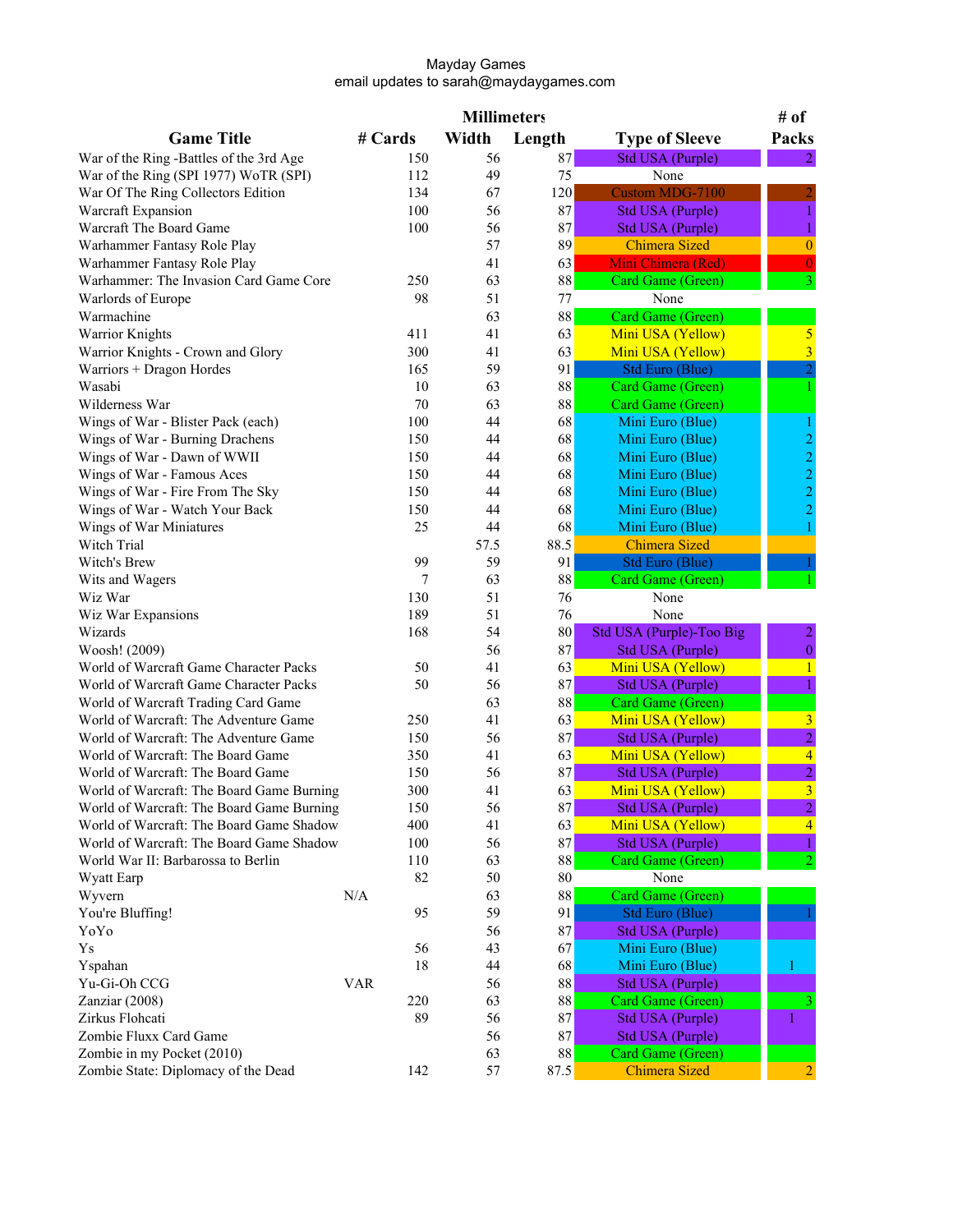Mayday Games
email updates to sarah@maydaygames.com

| Game Title | # Cards | Millimeters Width | Length | Type of Sleeve | # of Packs |
|---|---|---|---|---|---|
| War of the Ring -Battles of the 3rd Age | 150 | 56 | 87 | Std USA (Purple) | 2 |
| War of the Ring (SPI 1977) WoTR (SPI) | 112 | 49 | 75 | None | |
| War Of The Ring Collectors Edition | 134 | 67 | 120 | Custom MDG-7100 | 2 |
| Warcraft Expansion | 100 | 56 | 87 | Std USA (Purple) | 1 |
| Warcraft The Board Game | 100 | 56 | 87 | Std USA (Purple) | 1 |
| Warhammer Fantasy Role Play | | 57 | 89 | Chimera Sized | 0 |
| Warhammer Fantasy Role Play | | 41 | 63 | Mini Chimera (Red) | 0 |
| Warhammer: The Invasion Card Game Core | 250 | 63 | 88 | Card Game (Green) | 3 |
| Warlords of Europe | 98 | 51 | 77 | None | |
| Warmachine | | 63 | 88 | Card Game (Green) | |
| Warrior Knights | 411 | 41 | 63 | Mini USA (Yellow) | 5 |
| Warrior Knights - Crown and Glory | 300 | 41 | 63 | Mini USA (Yellow) | 3 |
| Warriors + Dragon Hordes | 165 | 59 | 91 | Std Euro (Blue) | 2 |
| Wasabi | 10 | 63 | 88 | Card Game (Green) | 1 |
| Wilderness War | 70 | 63 | 88 | Card Game (Green) | |
| Wings of War - Blister Pack (each) | 100 | 44 | 68 | Mini Euro (Blue) | 1 |
| Wings of War - Burning Drachens | 150 | 44 | 68 | Mini Euro (Blue) | 2 |
| Wings of War - Dawn of WWII | 150 | 44 | 68 | Mini Euro (Blue) | 2 |
| Wings of War - Famous Aces | 150 | 44 | 68 | Mini Euro (Blue) | 2 |
| Wings of War - Fire From The Sky | 150 | 44 | 68 | Mini Euro (Blue) | 2 |
| Wings of War - Watch Your Back | 150 | 44 | 68 | Mini Euro (Blue) | 2 |
| Wings of War Miniatures | 25 | 44 | 68 | Mini Euro (Blue) | 1 |
| Witch Trial | | 57.5 | 88.5 | Chimera Sized | |
| Witch's Brew | 99 | 59 | 91 | Std Euro (Blue) | 1 |
| Wits and Wagers | 7 | 63 | 88 | Card Game (Green) | 1 |
| Wiz War | 130 | 51 | 76 | None | |
| Wiz War Expansions | 189 | 51 | 76 | None | |
| Wizards | 168 | 54 | 80 | Std USA (Purple)-Too Big | 2 |
| Woosh! (2009) | | 56 | 87 | Std USA (Purple) | 0 |
| World of Warcraft Game Character Packs | 50 | 41 | 63 | Mini USA (Yellow) | 1 |
| World of Warcraft Game Character Packs | 50 | 56 | 87 | Std USA (Purple) | 1 |
| World of Warcraft Trading Card Game | | 63 | 88 | Card Game (Green) | |
| World of Warcraft: The Adventure Game | 250 | 41 | 63 | Mini USA (Yellow) | 3 |
| World of Warcraft: The Adventure Game | 150 | 56 | 87 | Std USA (Purple) | 2 |
| World of Warcraft: The Board Game | 350 | 41 | 63 | Mini USA (Yellow) | 4 |
| World of Warcraft: The Board Game | 150 | 56 | 87 | Std USA (Purple) | 2 |
| World of Warcraft: The Board Game Burning | 300 | 41 | 63 | Mini USA (Yellow) | 3 |
| World of Warcraft: The Board Game Burning | 150 | 56 | 87 | Std USA (Purple) | 2 |
| World of Warcraft: The Board Game Shadow | 400 | 41 | 63 | Mini USA (Yellow) | 4 |
| World of Warcraft: The Board Game Shadow | 100 | 56 | 87 | Std USA (Purple) | 1 |
| World War II: Barbarossa to Berlin | 110 | 63 | 88 | Card Game (Green) | 2 |
| Wyatt Earp | 82 | 50 | 80 | None | |
| Wyvern | N/A | 63 | 88 | Card Game (Green) | |
| You're Bluffing! | 95 | 59 | 91 | Std Euro (Blue) | 1 |
| YoYo | | 56 | 87 | Std USA (Purple) | |
| Ys | 56 | 43 | 67 | Mini Euro (Blue) | |
| Yspahan | 18 | 44 | 68 | Mini Euro (Blue) | 1 |
| Yu-Gi-Oh CCG | VAR | 56 | 88 | Std USA (Purple) | |
| Zanziar (2008) | 220 | 63 | 88 | Card Game (Green) | 3 |
| Zirkus Flohcati | 89 | 56 | 87 | Std USA (Purple) | 1 |
| Zombie Fluxx Card Game | | 56 | 87 | Std USA (Purple) | |
| Zombie in my Pocket (2010) | | 63 | 88 | Card Game (Green) | |
| Zombie State: Diplomacy of the Dead | 142 | 57 | 87.5 | Chimera Sized | 2 |